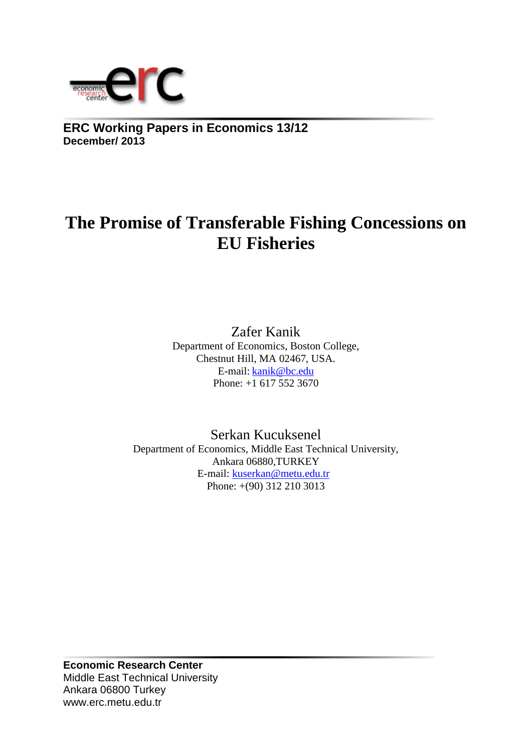**ERC Working Papers in Economics 13/12**
**December/ 2013**

# The Promise of Transferable Fishing Concessions on EU Fisheries

Zafer Kanik
Department of Economics, Boston College,
Chestnut Hill, MA 02467, USA.
E-mail: kanik@bc.edu
Phone: +1 617 552 3670

Serkan Kucuksenel
Department of Economics, Middle East Technical University,
Ankara 06880,TURKEY
E-mail: kuserkan@metu.edu.tr
Phone: +(90) 312 210 3013

**Economic Research Center**
Middle East Technical University
Ankara 06800 Turkey
www.erc.metu.edu.tr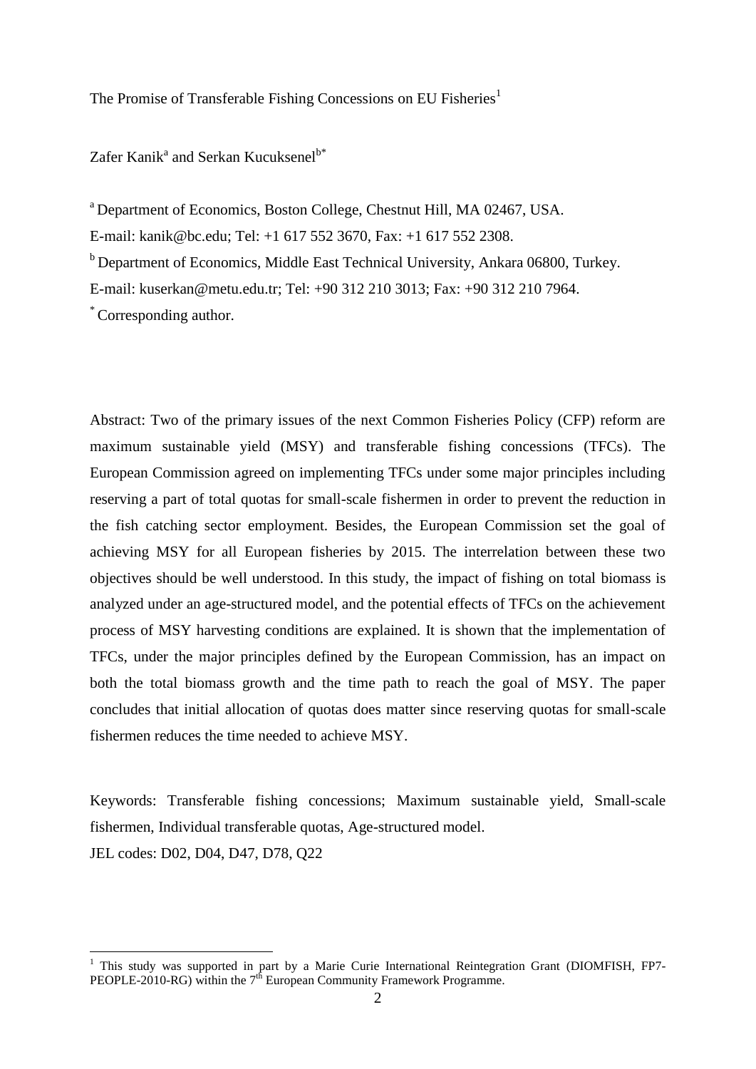The Promise of Transferable Fishing Concessions on EU Fisheries[1]

Zafer Kanik[a] and Serkan Kucuksenel[b*]

[a] Department of Economics, Boston College, Chestnut Hill, MA 02467, USA.
E-mail: kanik@bc.edu; Tel: +1 617 552 3670, Fax: +1 617 552 2308.

[b] Department of Economics, Middle East Technical University, Ankara 06800, Turkey.
E-mail: kuserkan@metu.edu.tr; Tel: +90 312 210 3013; Fax: +90 312 210 7964.

[*] Corresponding author.

Abstract: Two of the primary issues of the next Common Fisheries Policy (CFP) reform are maximum sustainable yield (MSY) and transferable fishing concessions (TFCs). The European Commission agreed on implementing TFCs under some major principles including reserving a part of total quotas for small-scale fishermen in order to prevent the reduction in the fish catching sector employment. Besides, the European Commission set the goal of achieving MSY for all European fisheries by 2015. The interrelation between these two objectives should be well understood. In this study, the impact of fishing on total biomass is analyzed under an age-structured model, and the potential effects of TFCs on the achievement process of MSY harvesting conditions are explained. It is shown that the implementation of TFCs, under the major principles defined by the European Commission, has an impact on both the total biomass growth and the time path to reach the goal of MSY. The paper concludes that initial allocation of quotas does matter since reserving quotas for small-scale fishermen reduces the time needed to achieve MSY.

Keywords: Transferable fishing concessions; Maximum sustainable yield, Small-scale fishermen, Individual transferable quotas, Age-structured model.

JEL codes: D02, D04, D47, D78, Q22

[1] This study was supported in part by a Marie Curie International Reintegration Grant (DIOMFISH, FP7-PEOPLE-2010-RG) within the 7th European Community Framework Programme.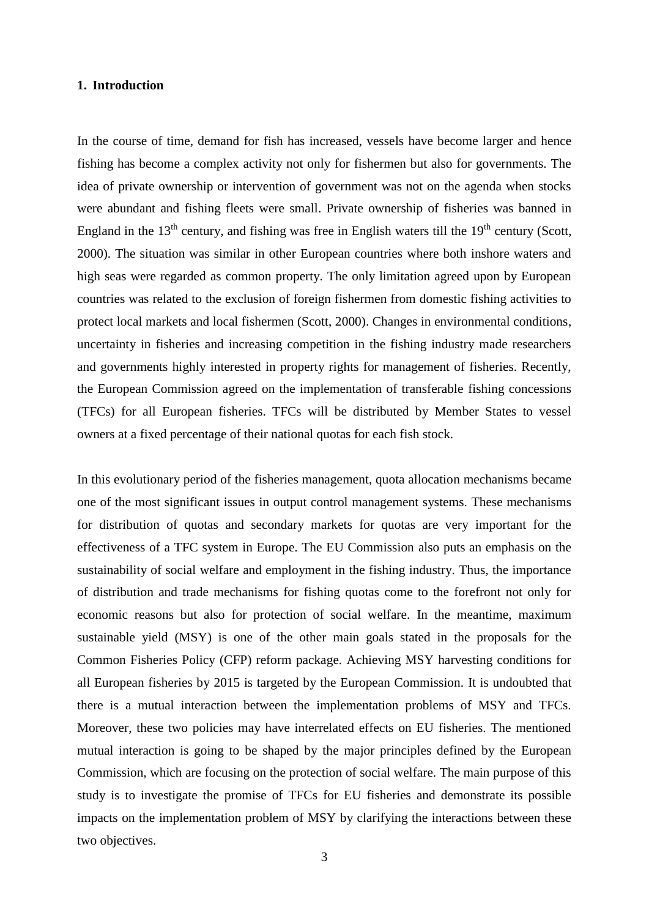## 1. Introduction

In the course of time, demand for fish has increased, vessels have become larger and hence fishing has become a complex activity not only for fishermen but also for governments. The idea of private ownership or intervention of government was not on the agenda when stocks were abundant and fishing fleets were small. Private ownership of fisheries was banned in England in the 13th century, and fishing was free in English waters till the 19th century (Scott, 2000). The situation was similar in other European countries where both inshore waters and high seas were regarded as common property. The only limitation agreed upon by European countries was related to the exclusion of foreign fishermen from domestic fishing activities to protect local markets and local fishermen (Scott, 2000). Changes in environmental conditions, uncertainty in fisheries and increasing competition in the fishing industry made researchers and governments highly interested in property rights for management of fisheries. Recently, the European Commission agreed on the implementation of transferable fishing concessions (TFCs) for all European fisheries. TFCs will be distributed by Member States to vessel owners at a fixed percentage of their national quotas for each fish stock.

In this evolutionary period of the fisheries management, quota allocation mechanisms became one of the most significant issues in output control management systems. These mechanisms for distribution of quotas and secondary markets for quotas are very important for the effectiveness of a TFC system in Europe. The EU Commission also puts an emphasis on the sustainability of social welfare and employment in the fishing industry. Thus, the importance of distribution and trade mechanisms for fishing quotas come to the forefront not only for economic reasons but also for protection of social welfare. In the meantime, maximum sustainable yield (MSY) is one of the other main goals stated in the proposals for the Common Fisheries Policy (CFP) reform package. Achieving MSY harvesting conditions for all European fisheries by 2015 is targeted by the European Commission. It is undoubted that there is a mutual interaction between the implementation problems of MSY and TFCs. Moreover, these two policies may have interrelated effects on EU fisheries. The mentioned mutual interaction is going to be shaped by the major principles defined by the European Commission, which are focusing on the protection of social welfare. The main purpose of this study is to investigate the promise of TFCs for EU fisheries and demonstrate its possible impacts on the implementation problem of MSY by clarifying the interactions between these two objectives.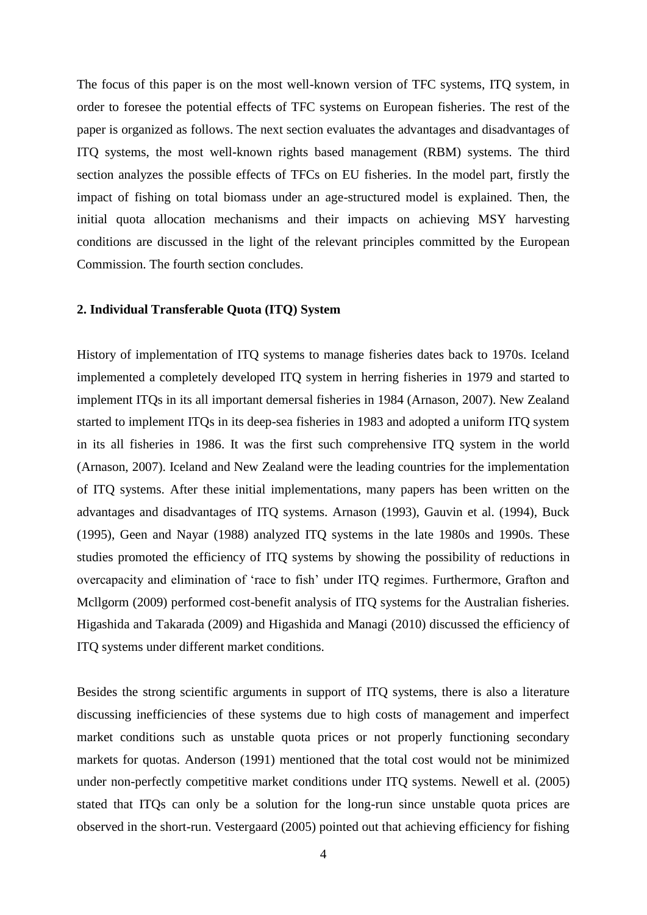The focus of this paper is on the most well-known version of TFC systems, ITQ system, in order to foresee the potential effects of TFC systems on European fisheries. The rest of the paper is organized as follows. The next section evaluates the advantages and disadvantages of ITQ systems, the most well-known rights based management (RBM) systems. The third section analyzes the possible effects of TFCs on EU fisheries. In the model part, firstly the impact of fishing on total biomass under an age-structured model is explained. Then, the initial quota allocation mechanisms and their impacts on achieving MSY harvesting conditions are discussed in the light of the relevant principles committed by the European Commission. The fourth section concludes.

## 2. Individual Transferable Quota (ITQ) System

History of implementation of ITQ systems to manage fisheries dates back to 1970s. Iceland implemented a completely developed ITQ system in herring fisheries in 1979 and started to implement ITQs in its all important demersal fisheries in 1984 (Arnason, 2007). New Zealand started to implement ITQs in its deep-sea fisheries in 1983 and adopted a uniform ITQ system in its all fisheries in 1986. It was the first such comprehensive ITQ system in the world (Arnason, 2007). Iceland and New Zealand were the leading countries for the implementation of ITQ systems. After these initial implementations, many papers has been written on the advantages and disadvantages of ITQ systems. Arnason (1993), Gauvin et al. (1994), Buck (1995), Geen and Nayar (1988) analyzed ITQ systems in the late 1980s and 1990s. These studies promoted the efficiency of ITQ systems by showing the possibility of reductions in overcapacity and elimination of 'race to fish' under ITQ regimes. Furthermore, Grafton and Mcllgorm (2009) performed cost-benefit analysis of ITQ systems for the Australian fisheries. Higashida and Takarada (2009) and Higashida and Managi (2010) discussed the efficiency of ITQ systems under different market conditions.

Besides the strong scientific arguments in support of ITQ systems, there is also a literature discussing inefficiencies of these systems due to high costs of management and imperfect market conditions such as unstable quota prices or not properly functioning secondary markets for quotas. Anderson (1991) mentioned that the total cost would not be minimized under non-perfectly competitive market conditions under ITQ systems. Newell et al. (2005) stated that ITQs can only be a solution for the long-run since unstable quota prices are observed in the short-run. Vestergaard (2005) pointed out that achieving efficiency for fishing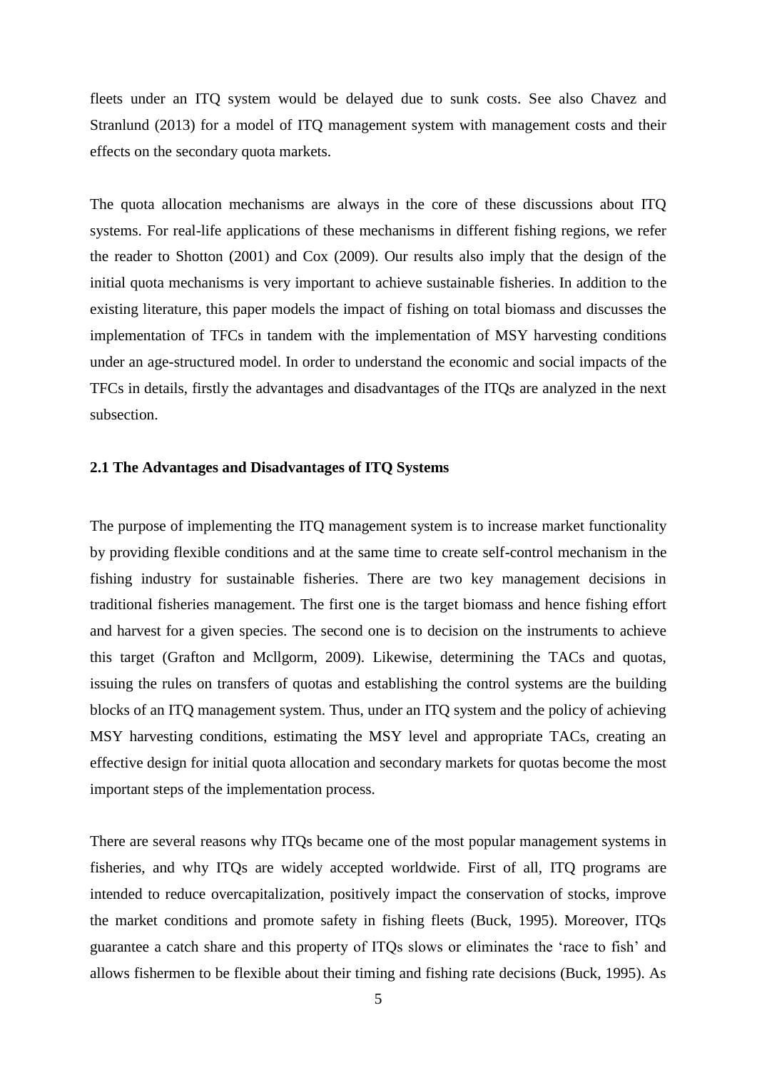fleets under an ITQ system would be delayed due to sunk costs. See also Chavez and Stranlund (2013) for a model of ITQ management system with management costs and their effects on the secondary quota markets.

The quota allocation mechanisms are always in the core of these discussions about ITQ systems. For real-life applications of these mechanisms in different fishing regions, we refer the reader to Shotton (2001) and Cox (2009). Our results also imply that the design of the initial quota mechanisms is very important to achieve sustainable fisheries. In addition to the existing literature, this paper models the impact of fishing on total biomass and discusses the implementation of TFCs in tandem with the implementation of MSY harvesting conditions under an age-structured model. In order to understand the economic and social impacts of the TFCs in details, firstly the advantages and disadvantages of the ITQs are analyzed in the next subsection.

### 2.1 The Advantages and Disadvantages of ITQ Systems

The purpose of implementing the ITQ management system is to increase market functionality by providing flexible conditions and at the same time to create self-control mechanism in the fishing industry for sustainable fisheries. There are two key management decisions in traditional fisheries management. The first one is the target biomass and hence fishing effort and harvest for a given species. The second one is to decision on the instruments to achieve this target (Grafton and Mcllgorm, 2009). Likewise, determining the TACs and quotas, issuing the rules on transfers of quotas and establishing the control systems are the building blocks of an ITQ management system. Thus, under an ITQ system and the policy of achieving MSY harvesting conditions, estimating the MSY level and appropriate TACs, creating an effective design for initial quota allocation and secondary markets for quotas become the most important steps of the implementation process.

There are several reasons why ITQs became one of the most popular management systems in fisheries, and why ITQs are widely accepted worldwide. First of all, ITQ programs are intended to reduce overcapitalization, positively impact the conservation of stocks, improve the market conditions and promote safety in fishing fleets (Buck, 1995). Moreover, ITQs guarantee a catch share and this property of ITQs slows or eliminates the 'race to fish' and allows fishermen to be flexible about their timing and fishing rate decisions (Buck, 1995). As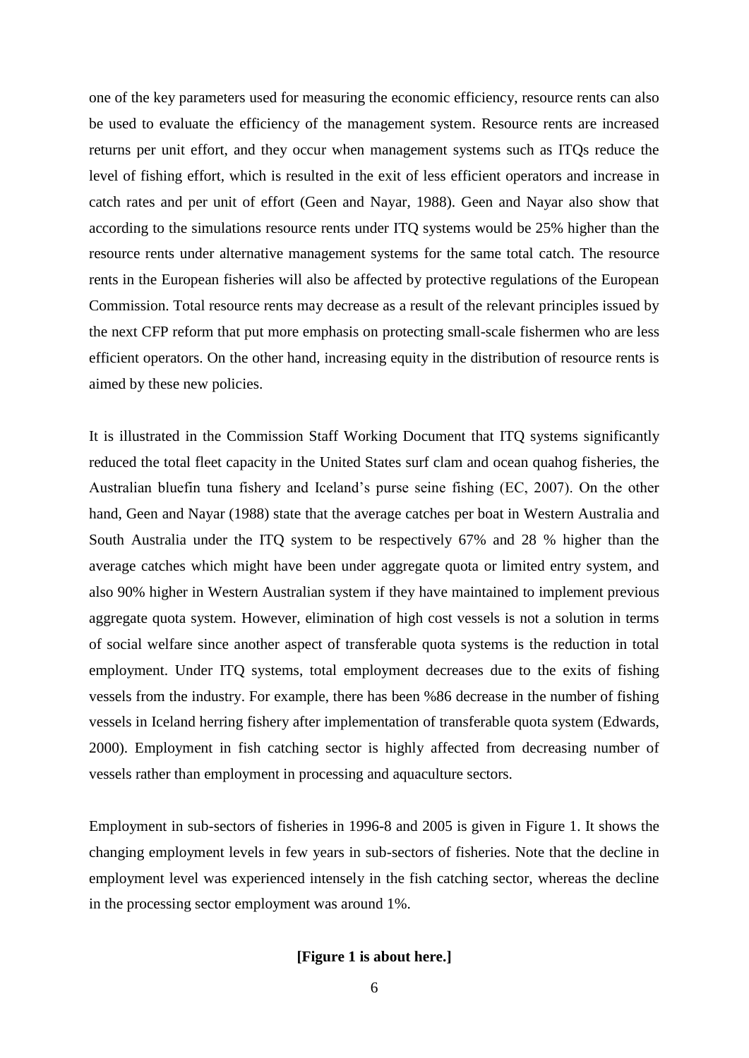one of the key parameters used for measuring the economic efficiency, resource rents can also be used to evaluate the efficiency of the management system. Resource rents are increased returns per unit effort, and they occur when management systems such as ITQs reduce the level of fishing effort, which is resulted in the exit of less efficient operators and increase in catch rates and per unit of effort (Geen and Nayar, 1988). Geen and Nayar also show that according to the simulations resource rents under ITQ systems would be 25% higher than the resource rents under alternative management systems for the same total catch. The resource rents in the European fisheries will also be affected by protective regulations of the European Commission. Total resource rents may decrease as a result of the relevant principles issued by the next CFP reform that put more emphasis on protecting small-scale fishermen who are less efficient operators. On the other hand, increasing equity in the distribution of resource rents is aimed by these new policies.

It is illustrated in the Commission Staff Working Document that ITQ systems significantly reduced the total fleet capacity in the United States surf clam and ocean quahog fisheries, the Australian bluefin tuna fishery and Iceland's purse seine fishing (EC, 2007). On the other hand, Geen and Nayar (1988) state that the average catches per boat in Western Australia and South Australia under the ITQ system to be respectively 67% and 28 % higher than the average catches which might have been under aggregate quota or limited entry system, and also 90% higher in Western Australian system if they have maintained to implement previous aggregate quota system. However, elimination of high cost vessels is not a solution in terms of social welfare since another aspect of transferable quota systems is the reduction in total employment. Under ITQ systems, total employment decreases due to the exits of fishing vessels from the industry. For example, there has been %86 decrease in the number of fishing vessels in Iceland herring fishery after implementation of transferable quota system (Edwards, 2000). Employment in fish catching sector is highly affected from decreasing number of vessels rather than employment in processing and aquaculture sectors.

Employment in sub-sectors of fisheries in 1996-8 and 2005 is given in Figure 1. It shows the changing employment levels in few years in sub-sectors of fisheries. Note that the decline in employment level was experienced intensely in the fish catching sector, whereas the decline in the processing sector employment was around 1%.

**[Figure 1 is about here.]**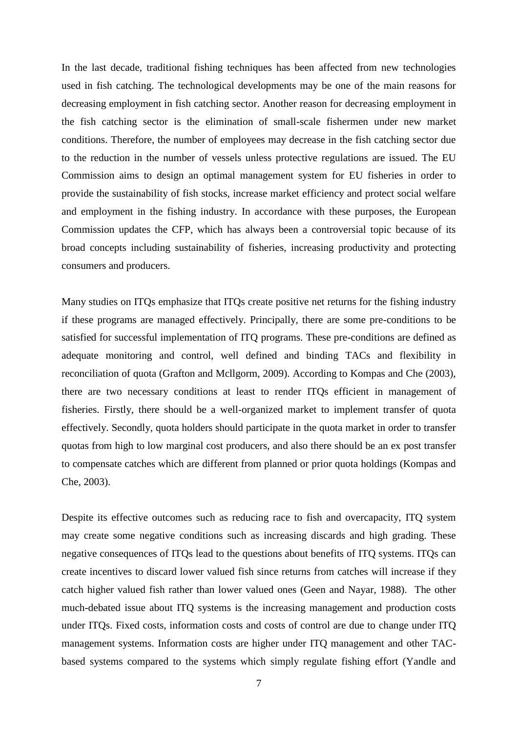In the last decade, traditional fishing techniques has been affected from new technologies used in fish catching. The technological developments may be one of the main reasons for decreasing employment in fish catching sector. Another reason for decreasing employment in the fish catching sector is the elimination of small-scale fishermen under new market conditions. Therefore, the number of employees may decrease in the fish catching sector due to the reduction in the number of vessels unless protective regulations are issued. The EU Commission aims to design an optimal management system for EU fisheries in order to provide the sustainability of fish stocks, increase market efficiency and protect social welfare and employment in the fishing industry. In accordance with these purposes, the European Commission updates the CFP, which has always been a controversial topic because of its broad concepts including sustainability of fisheries, increasing productivity and protecting consumers and producers.

Many studies on ITQs emphasize that ITQs create positive net returns for the fishing industry if these programs are managed effectively. Principally, there are some pre-conditions to be satisfied for successful implementation of ITQ programs. These pre-conditions are defined as adequate monitoring and control, well defined and binding TACs and flexibility in reconciliation of quota (Grafton and Mcllgorm, 2009). According to Kompas and Che (2003), there are two necessary conditions at least to render ITQs efficient in management of fisheries. Firstly, there should be a well-organized market to implement transfer of quota effectively. Secondly, quota holders should participate in the quota market in order to transfer quotas from high to low marginal cost producers, and also there should be an ex post transfer to compensate catches which are different from planned or prior quota holdings (Kompas and Che, 2003).

Despite its effective outcomes such as reducing race to fish and overcapacity, ITQ system may create some negative conditions such as increasing discards and high grading. These negative consequences of ITQs lead to the questions about benefits of ITQ systems. ITQs can create incentives to discard lower valued fish since returns from catches will increase if they catch higher valued fish rather than lower valued ones (Geen and Nayar, 1988). The other much-debated issue about ITQ systems is the increasing management and production costs under ITQs. Fixed costs, information costs and costs of control are due to change under ITQ management systems. Information costs are higher under ITQ management and other TAC-based systems compared to the systems which simply regulate fishing effort (Yandle and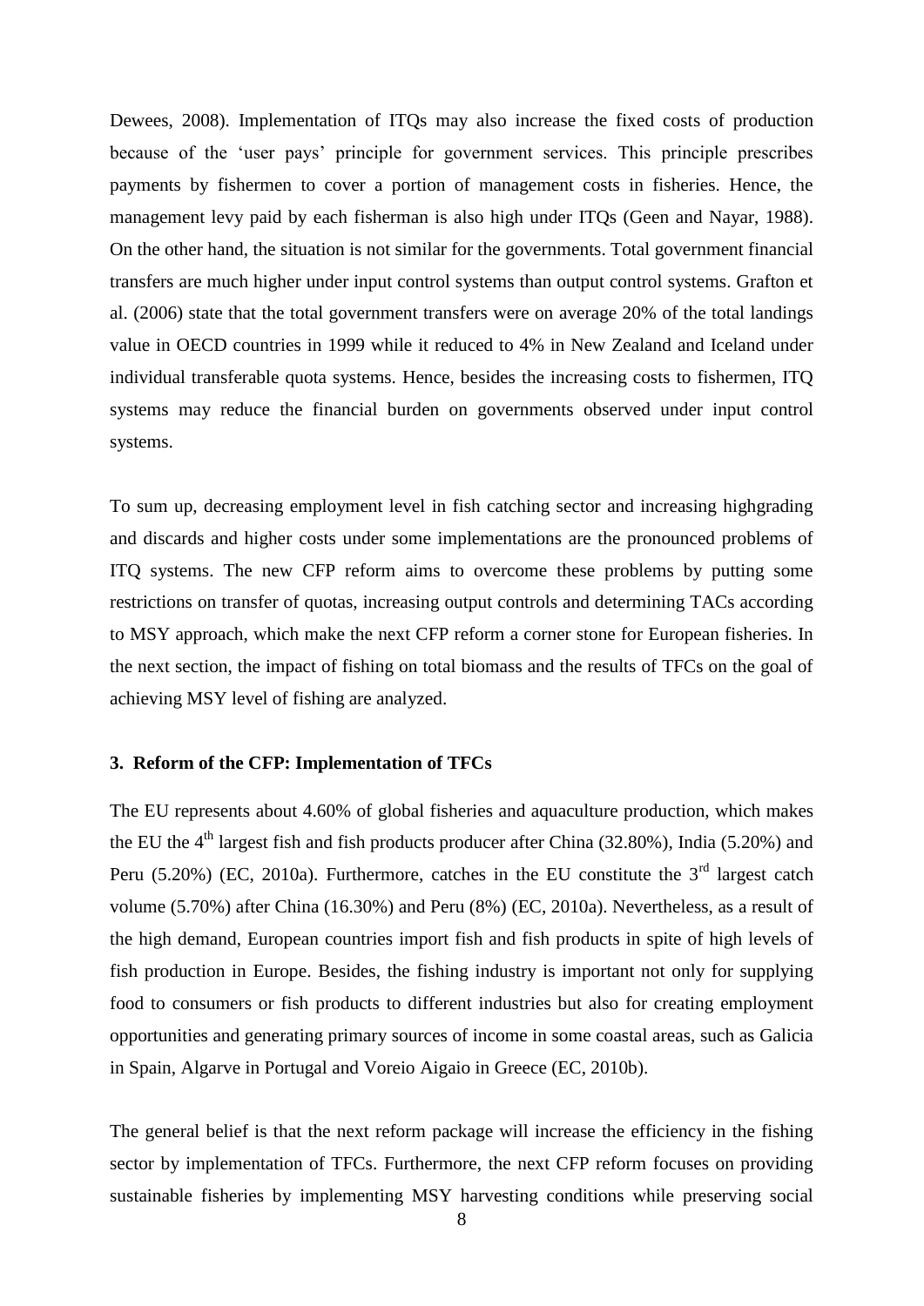Dewees, 2008). Implementation of ITQs may also increase the fixed costs of production because of the 'user pays' principle for government services. This principle prescribes payments by fishermen to cover a portion of management costs in fisheries. Hence, the management levy paid by each fisherman is also high under ITQs (Geen and Nayar, 1988). On the other hand, the situation is not similar for the governments. Total government financial transfers are much higher under input control systems than output control systems. Grafton et al. (2006) state that the total government transfers were on average 20% of the total landings value in OECD countries in 1999 while it reduced to 4% in New Zealand and Iceland under individual transferable quota systems. Hence, besides the increasing costs to fishermen, ITQ systems may reduce the financial burden on governments observed under input control systems.

To sum up, decreasing employment level in fish catching sector and increasing highgrading and discards and higher costs under some implementations are the pronounced problems of ITQ systems. The new CFP reform aims to overcome these problems by putting some restrictions on transfer of quotas, increasing output controls and determining TACs according to MSY approach, which make the next CFP reform a corner stone for European fisheries. In the next section, the impact of fishing on total biomass and the results of TFCs on the goal of achieving MSY level of fishing are analyzed.

### 3. Reform of the CFP: Implementation of TFCs

The EU represents about 4.60% of global fisheries and aquaculture production, which makes the EU the 4th largest fish and fish products producer after China (32.80%), India (5.20%) and Peru (5.20%) (EC, 2010a). Furthermore, catches in the EU constitute the 3rd largest catch volume (5.70%) after China (16.30%) and Peru (8%) (EC, 2010a). Nevertheless, as a result of the high demand, European countries import fish and fish products in spite of high levels of fish production in Europe. Besides, the fishing industry is important not only for supplying food to consumers or fish products to different industries but also for creating employment opportunities and generating primary sources of income in some coastal areas, such as Galicia in Spain, Algarve in Portugal and Voreio Aigaio in Greece (EC, 2010b).

The general belief is that the next reform package will increase the efficiency in the fishing sector by implementation of TFCs. Furthermore, the next CFP reform focuses on providing sustainable fisheries by implementing MSY harvesting conditions while preserving social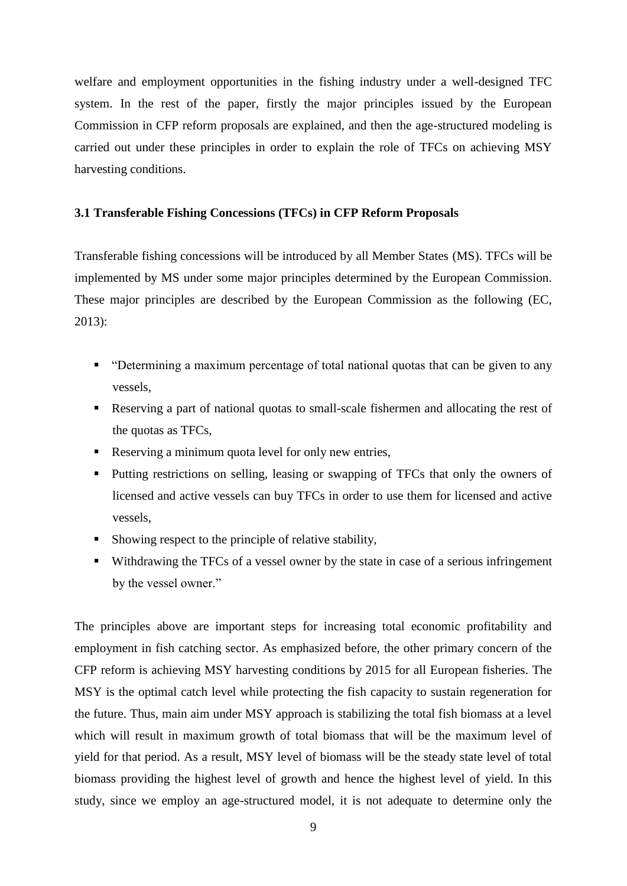welfare and employment opportunities in the fishing industry under a well-designed TFC system. In the rest of the paper, firstly the major principles issued by the European Commission in CFP reform proposals are explained, and then the age-structured modeling is carried out under these principles in order to explain the role of TFCs on achieving MSY harvesting conditions.

### 3.1 Transferable Fishing Concessions (TFCs) in CFP Reform Proposals

Transferable fishing concessions will be introduced by all Member States (MS). TFCs will be implemented by MS under some major principles determined by the European Commission. These major principles are described by the European Commission as the following (EC, 2013):

- "Determining a maximum percentage of total national quotas that can be given to any vessels,
- Reserving a part of national quotas to small-scale fishermen and allocating the rest of the quotas as TFCs,
- Reserving a minimum quota level for only new entries,
- Putting restrictions on selling, leasing or swapping of TFCs that only the owners of licensed and active vessels can buy TFCs in order to use them for licensed and active vessels,
- Showing respect to the principle of relative stability,
- Withdrawing the TFCs of a vessel owner by the state in case of a serious infringement by the vessel owner."

The principles above are important steps for increasing total economic profitability and employment in fish catching sector. As emphasized before, the other primary concern of the CFP reform is achieving MSY harvesting conditions by 2015 for all European fisheries. The MSY is the optimal catch level while protecting the fish capacity to sustain regeneration for the future. Thus, main aim under MSY approach is stabilizing the total fish biomass at a level which will result in maximum growth of total biomass that will be the maximum level of yield for that period. As a result, MSY level of biomass will be the steady state level of total biomass providing the highest level of growth and hence the highest level of yield. In this study, since we employ an age-structured model, it is not adequate to determine only the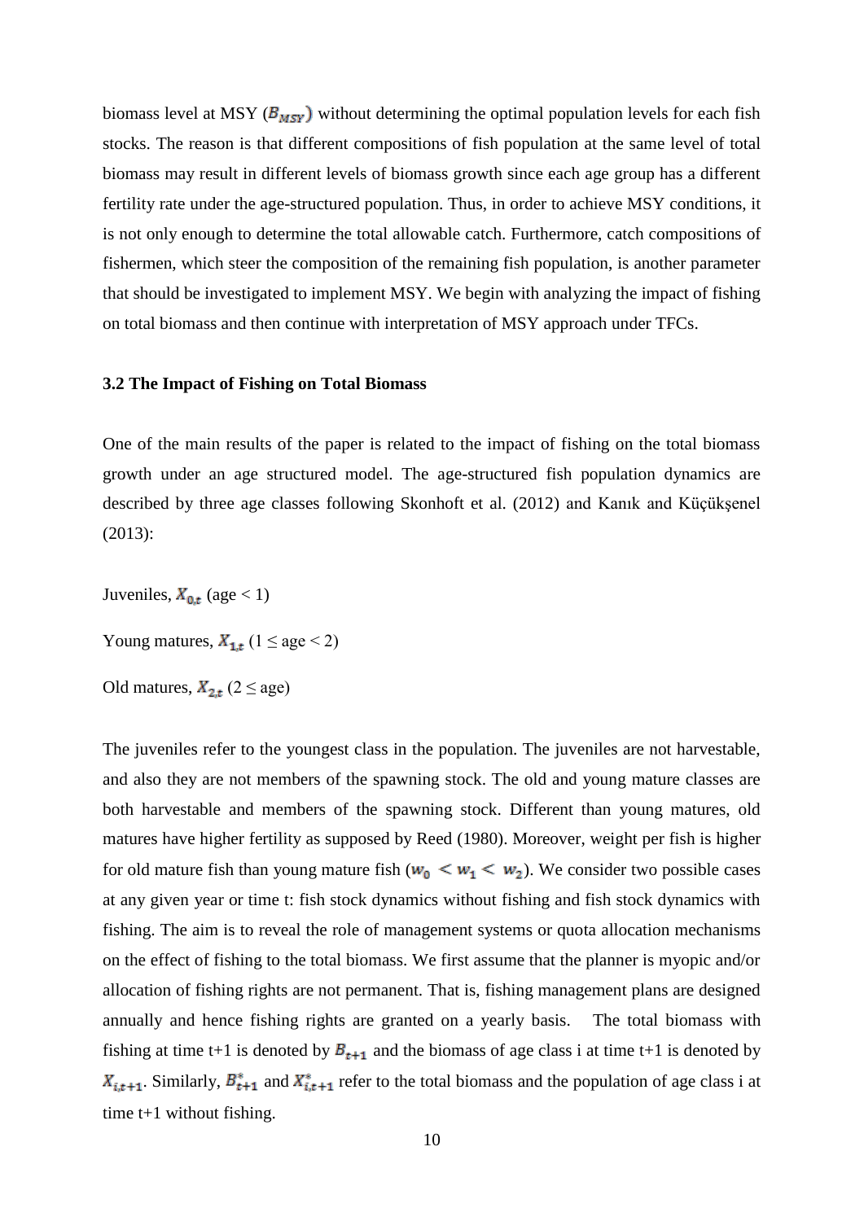biomass level at MSY ($B_{MSY}$) without determining the optimal population levels for each fish stocks. The reason is that different compositions of fish population at the same level of total biomass may result in different levels of biomass growth since each age group has a different fertility rate under the age-structured population. Thus, in order to achieve MSY conditions, it is not only enough to determine the total allowable catch. Furthermore, catch compositions of fishermen, which steer the composition of the remaining fish population, is another parameter that should be investigated to implement MSY. We begin with analyzing the impact of fishing on total biomass and then continue with interpretation of MSY approach under TFCs.

### 3.2 The Impact of Fishing on Total Biomass

One of the main results of the paper is related to the impact of fishing on the total biomass growth under an age structured model. The age-structured fish population dynamics are described by three age classes following Skonhoft et al. (2012) and Kanık and Küçükşenel (2013):

Juveniles, $X_{0,t}$ (age < 1)

Young matures, $X_{1,t}$ (1 ≤ age < 2)

Old matures, $X_{2,t}$ (2 ≤ age)

The juveniles refer to the youngest class in the population. The juveniles are not harvestable, and also they are not members of the spawning stock. The old and young mature classes are both harvestable and members of the spawning stock. Different than young matures, old matures have higher fertility as supposed by Reed (1980). Moreover, weight per fish is higher for old mature fish than young mature fish ($w_0 < w_1 < w_2$). We consider two possible cases at any given year or time t: fish stock dynamics without fishing and fish stock dynamics with fishing. The aim is to reveal the role of management systems or quota allocation mechanisms on the effect of fishing to the total biomass. We first assume that the planner is myopic and/or allocation of fishing rights are not permanent. That is, fishing management plans are designed annually and hence fishing rights are granted on a yearly basis. The total biomass with fishing at time t+1 is denoted by $B_{t+1}$ and the biomass of age class i at time t+1 is denoted by $X_{i,t+1}$. Similarly, $B^*_{t+1}$ and $X^*_{i,t+1}$ refer to the total biomass and the population of age class i at time t+1 without fishing.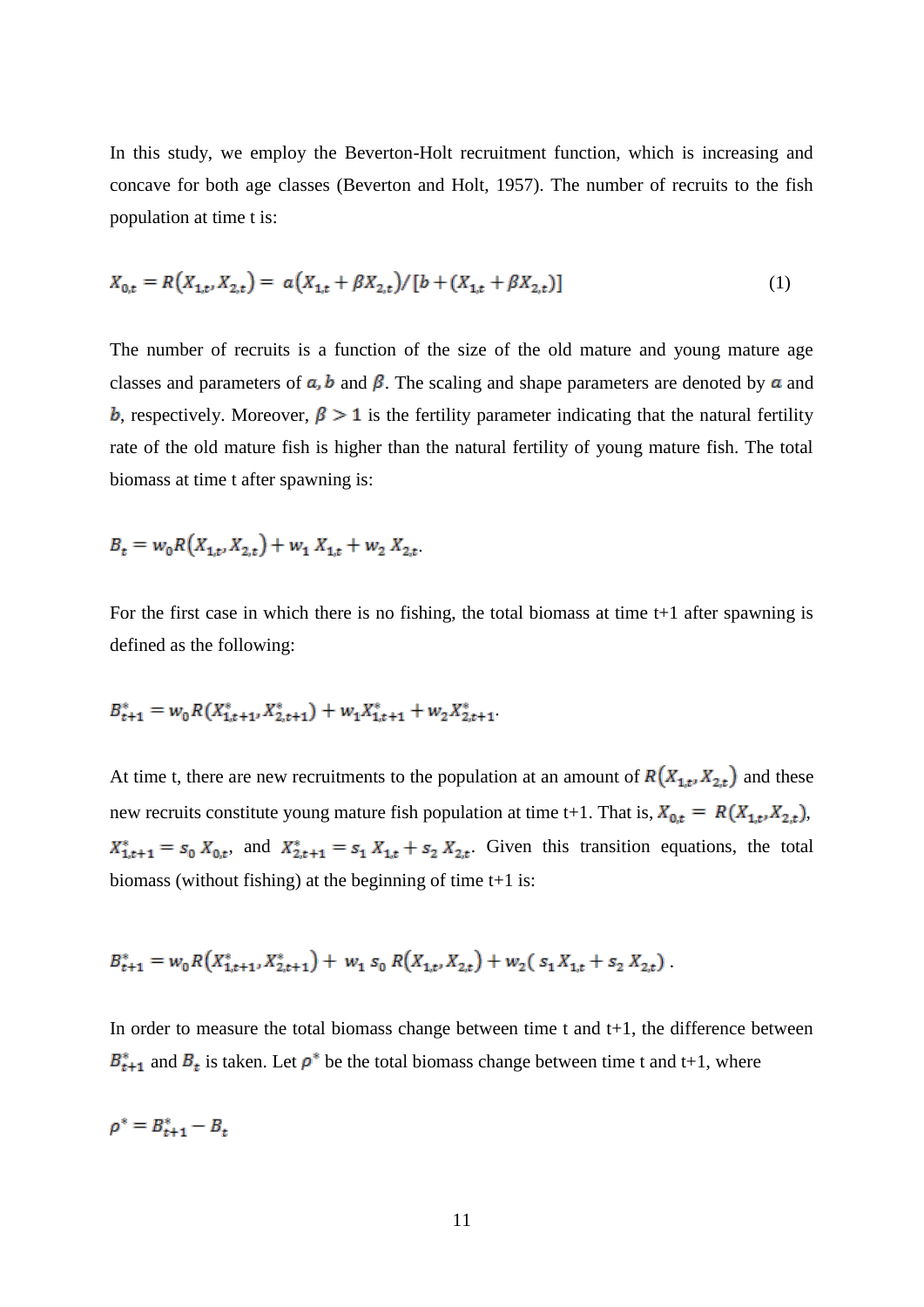In this study, we employ the Beverton-Holt recruitment function, which is increasing and concave for both age classes (Beverton and Holt, 1957). The number of recruits to the fish population at time t is:

$$X_{0,t} = R(X_{1,t}, X_{2,t}) = a(X_{1,t} + \beta X_{2,t}) / [b + (X_{1,t} + \beta X_{2,t})] \tag{1}$$

The number of recruits is a function of the size of the old mature and young mature age classes and parameters of $a, b$ and $\beta$. The scaling and shape parameters are denoted by $a$ and $b$, respectively. Moreover, $\beta > 1$ is the fertility parameter indicating that the natural fertility rate of the old mature fish is higher than the natural fertility of young mature fish. The total biomass at time t after spawning is:

$$B_t = w_0 R(X_{1,t}, X_{2,t}) + w_1 X_{1,t} + w_2 X_{2,t}.$$

For the first case in which there is no fishing, the total biomass at time t+1 after spawning is defined as the following:

$$B^*_{t+1} = w_0 R(X^*_{1,t+1}, X^*_{2,t+1}) + w_1 X^*_{1,t+1} + w_2 X^*_{2,t+1}.$$

At time t, there are new recruitments to the population at an amount of $R(X_{1,t}, X_{2,t})$ and these new recruits constitute young mature fish population at time t+1. That is, $X_{0,t} = R(X_{1,t}, X_{2,t})$, $X^*_{1,t+1} = s_0 X_{0,t}$, and $X^*_{2,t+1} = s_1 X_{1,t} + s_2 X_{2,t}$. Given this transition equations, the total biomass (without fishing) at the beginning of time t+1 is:

$$B^*_{t+1} = w_0 R(X^*_{1,t+1}, X^*_{2,t+1}) + w_1 s_0 R(X_{1,t}, X_{2,t}) + w_2 (s_1 X_{1,t} + s_2 X_{2,t}).$$

In order to measure the total biomass change between time t and t+1, the difference between $B^*_{t+1}$ and $B_t$ is taken. Let $\rho^*$ be the total biomass change between time t and t+1, where

$$\rho^* = B^*_{t+1} - B_t$$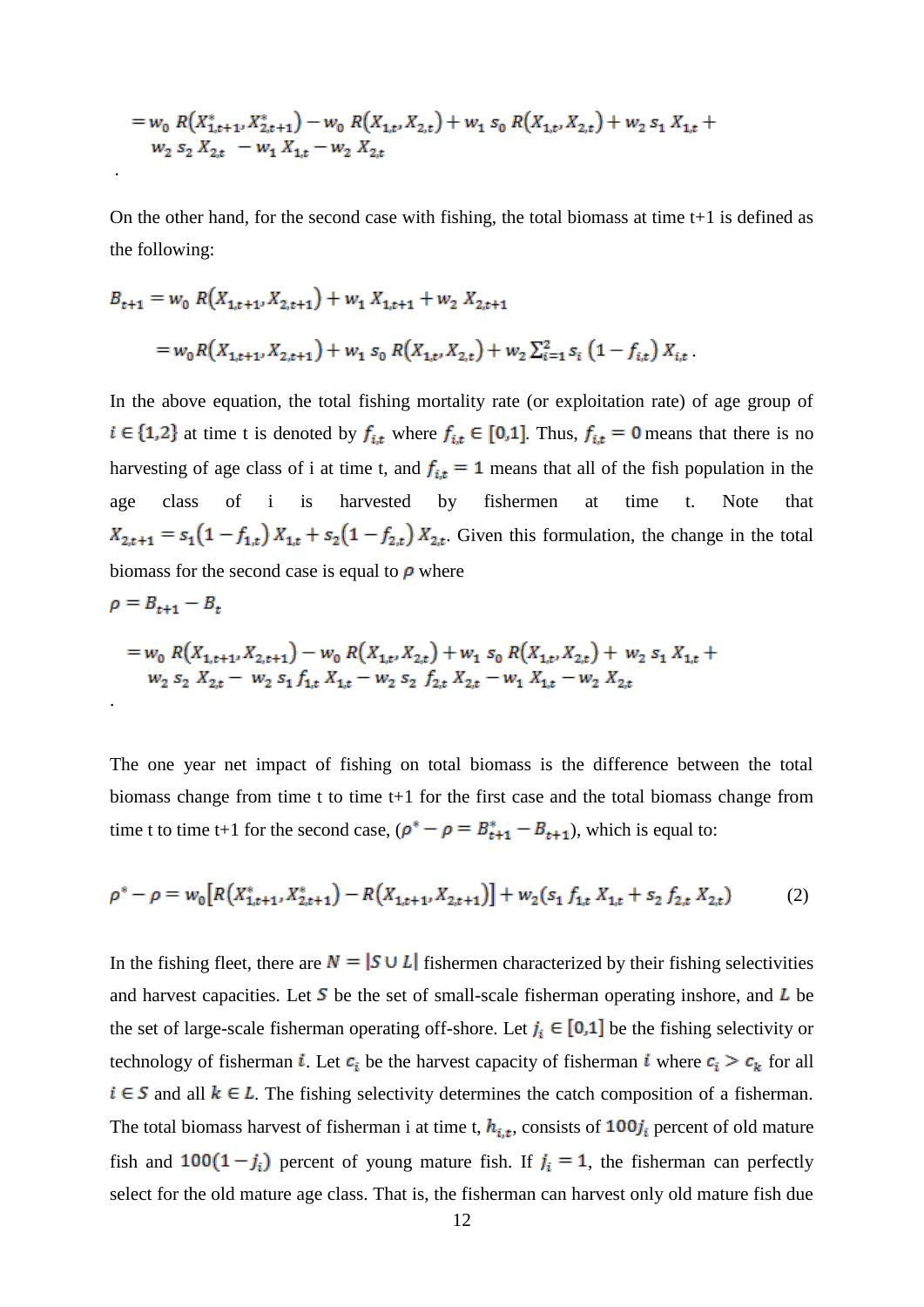$$= w_0\ R(X^*_{1,t+1}, X^*_{2,t+1}) - w_0\ R(X_{1,t}, X_{2,t}) + w_1\ s_0\ R(X_{1,t}, X_{2,t}) + w_2\ s_1\ X_{1,t} + w_2\ s_2\ X_{2,t}\ - w_1\ X_{1,t} - w_2\ X_{2,t}$$

.

On the other hand, for the second case with fishing, the total biomass at time t+1 is defined as the following:

$$B_{t+1} = w_0\ R(X_{1,t+1}, X_{2,t+1}) + w_1\ X_{1,t+1} + w_2\ X_{2,t+1}$$

$$= w_0 R(X_{1,t+1}, X_{2,t+1}) + w_1\ s_0\ R(X_{1,t}, X_{2,t}) + w_2 \sum_{i=1}^{2} s_i\ (1 - f_{i,t})\ X_{i,t}\ .$$

In the above equation, the total fishing mortality rate (or exploitation rate) of age group of $i \in \{1,2\}$ at time t is denoted by $f_{i,t}$ where $f_{i,t} \in [0,1]$. Thus, $f_{i,t} = 0$ means that there is no harvesting of age class of i at time t, and $f_{i,t} = 1$ means that all of the fish population in the age class of i is harvested by fishermen at time t. Note that $X_{2,t+1} = s_1(1 - f_{1,t})\ X_{1,t} + s_2(1 - f_{2,t})\ X_{2,t}$. Given this formulation, the change in the total biomass for the second case is equal to $\rho$ where

$$\rho = B_{t+1} - B_t$$

$$= w_0\ R(X_{1,t+1}, X_{2,t+1}) - w_0\ R(X_{1,t}, X_{2,t}) + w_1\ s_0\ R(X_{1,t}, X_{2,t}) + \ w_2\ s_1\ X_{1,t} + w_2\ s_2\ X_{2,t} - \ w_2\ s_1\ f_{1,t}\ X_{1,t} - w_2\ s_2\ \ f_{2,t}\ X_{2,t} - w_1\ X_{1,t} - w_2\ X_{2,t}$$

.

The one year net impact of fishing on total biomass is the difference between the total biomass change from time t to time t+1 for the first case and the total biomass change from time t to time t+1 for the second case, ($\rho^* - \rho = B^*_{t+1} - B_{t+1}$), which is equal to:

$$\rho^* - \rho = w_0\big[R(X^*_{1,t+1}, X^*_{2,t+1}) - R(X_{1,t+1}, X_{2,t+1})\big] + w_2(s_1\ f_{1,t}\ X_{1,t} + s_2\ f_{2,t}\ X_{2,t}) \qquad (2)$$

In the fishing fleet, there are $N = |S \cup L|$ fishermen characterized by their fishing selectivities and harvest capacities. Let $S$ be the set of small-scale fisherman operating inshore, and $L$ be the set of large-scale fisherman operating off-shore. Let $j_i \in [0,1]$ be the fishing selectivity or technology of fisherman $i$. Let $c_i$ be the harvest capacity of fisherman $i$ where $c_i > c_k$ for all $i \in S$ and all $k \in L$. The fishing selectivity determines the catch composition of a fisherman. The total biomass harvest of fisherman i at time t, $h_{i,t}$, consists of $100 j_i$ percent of old mature fish and $100(1 - j_i)$ percent of young mature fish. If $j_i = 1$, the fisherman can perfectly select for the old mature age class. That is, the fisherman can harvest only old mature fish due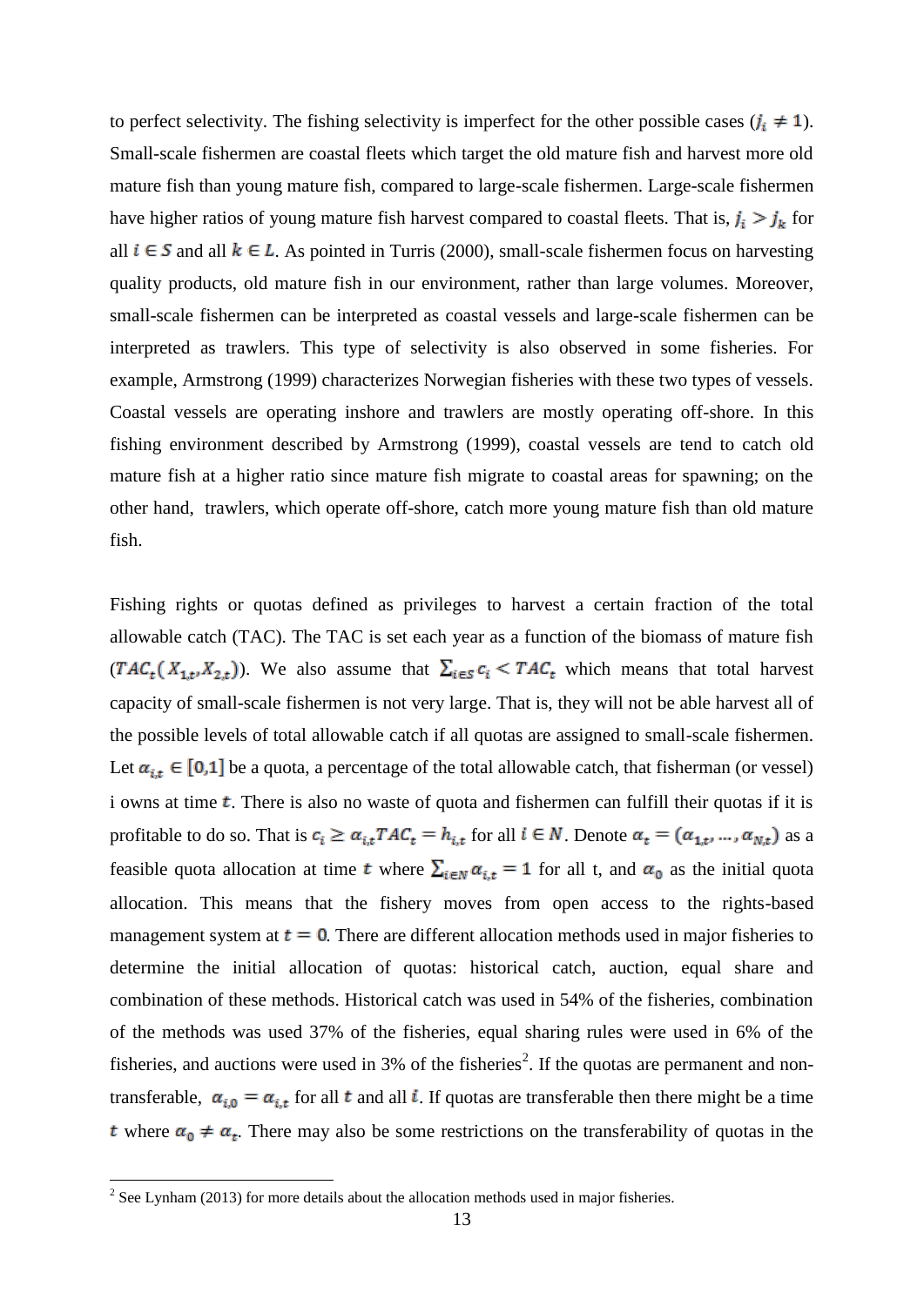to perfect selectivity. The fishing selectivity is imperfect for the other possible cases ($j_i \neq 1$). Small-scale fishermen are coastal fleets which target the old mature fish and harvest more old mature fish than young mature fish, compared to large-scale fishermen. Large-scale fishermen have higher ratios of young mature fish harvest compared to coastal fleets. That is, $j_i > j_k$ for all $i \in S$ and all $k \in L$. As pointed in Turris (2000), small-scale fishermen focus on harvesting quality products, old mature fish in our environment, rather than large volumes. Moreover, small-scale fishermen can be interpreted as coastal vessels and large-scale fishermen can be interpreted as trawlers. This type of selectivity is also observed in some fisheries. For example, Armstrong (1999) characterizes Norwegian fisheries with these two types of vessels. Coastal vessels are operating inshore and trawlers are mostly operating off-shore. In this fishing environment described by Armstrong (1999), coastal vessels are tend to catch old mature fish at a higher ratio since mature fish migrate to coastal areas for spawning; on the other hand, trawlers, which operate off-shore, catch more young mature fish than old mature fish.

Fishing rights or quotas defined as privileges to harvest a certain fraction of the total allowable catch (TAC). The TAC is set each year as a function of the biomass of mature fish ($TAC_t(X_{1,t}, X_{2,t})$). We also assume that $\sum_{i \in S} c_i < TAC_t$ which means that total harvest capacity of small-scale fishermen is not very large. That is, they will not be able harvest all of the possible levels of total allowable catch if all quotas are assigned to small-scale fishermen. Let $\alpha_{i,t} \in [0,1]$ be a quota, a percentage of the total allowable catch, that fisherman (or vessel) i owns at time $t$. There is also no waste of quota and fishermen can fulfill their quotas if it is profitable to do so. That is $c_i \geq \alpha_{i,t} TAC_t = h_{i,t}$ for all $i \in N$. Denote $\alpha_t = (\alpha_{1,t}, \ldots, \alpha_{N,t})$ as a feasible quota allocation at time $t$ where $\sum_{i \in N} \alpha_{i,t} = 1$ for all t, and $\alpha_0$ as the initial quota allocation. This means that the fishery moves from open access to the rights-based management system at $t = 0$. There are different allocation methods used in major fisheries to determine the initial allocation of quotas: historical catch, auction, equal share and combination of these methods. Historical catch was used in 54% of the fisheries, combination of the methods was used 37% of the fisheries, equal sharing rules were used in 6% of the fisheries, and auctions were used in 3% of the fisheries[2]. If the quotas are permanent and non-transferable, $\alpha_{i,0} = \alpha_{i,t}$ for all $t$ and all $i$. If quotas are transferable then there might be a time $t$ where $\alpha_0 \neq \alpha_t$. There may also be some restrictions on the transferability of quotas in the

[2] See Lynham (2013) for more details about the allocation methods used in major fisheries.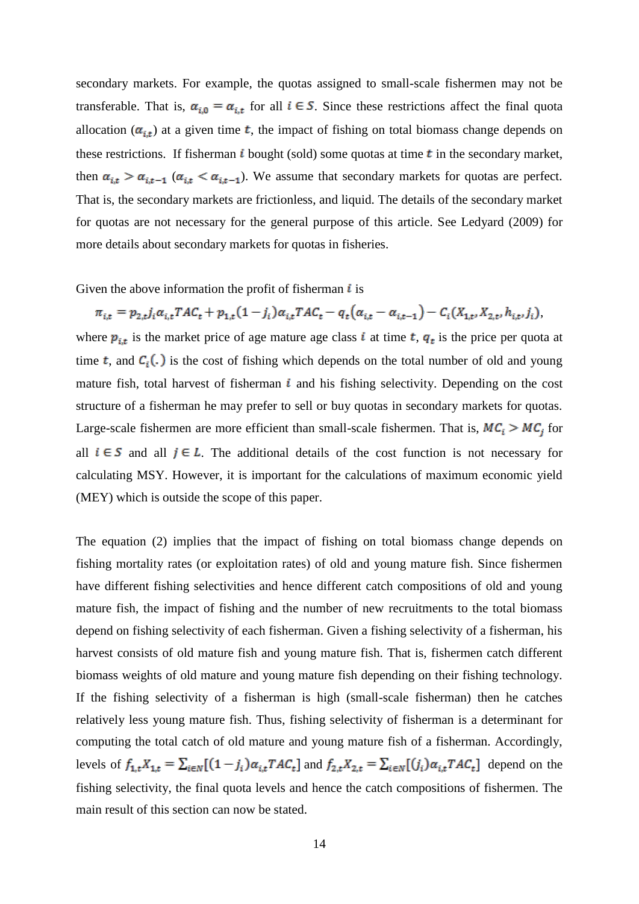secondary markets. For example, the quotas assigned to small-scale fishermen may not be transferable. That is, $\alpha_{i,0} = \alpha_{i,t}$ for all $i \in S$. Since these restrictions affect the final quota allocation ($\alpha_{i,t}$) at a given time $t$, the impact of fishing on total biomass change depends on these restrictions. If fisherman $i$ bought (sold) some quotas at time $t$ in the secondary market, then $\alpha_{i,t} > \alpha_{i,t-1}$ ($\alpha_{i,t} < \alpha_{i,t-1}$). We assume that secondary markets for quotas are perfect. That is, the secondary markets are frictionless, and liquid. The details of the secondary market for quotas are not necessary for the general purpose of this article. See Ledyard (2009) for more details about secondary markets for quotas in fisheries.

Given the above information the profit of fisherman $i$ is

$$\pi_{i,t} = p_{2,t} j_i \alpha_{i,t} TAC_t + p_{1,t}(1 - j_i)\alpha_{i,t} TAC_t - q_t(\alpha_{i,t} - \alpha_{i,t-1}) - C_i(X_{1,t}, X_{2,t}, h_{i,t}, j_i),$$

where $p_{i,t}$ is the market price of age mature age class $i$ at time $t$, $q_t$ is the price per quota at time $t$, and $C_i(.)$ is the cost of fishing which depends on the total number of old and young mature fish, total harvest of fisherman $i$ and his fishing selectivity. Depending on the cost structure of a fisherman he may prefer to sell or buy quotas in secondary markets for quotas. Large-scale fishermen are more efficient than small-scale fishermen. That is, $MC_i > MC_j$ for all $i \in S$ and all $j \in L$. The additional details of the cost function is not necessary for calculating MSY. However, it is important for the calculations of maximum economic yield (MEY) which is outside the scope of this paper.

The equation (2) implies that the impact of fishing on total biomass change depends on fishing mortality rates (or exploitation rates) of old and young mature fish. Since fishermen have different fishing selectivities and hence different catch compositions of old and young mature fish, the impact of fishing and the number of new recruitments to the total biomass depend on fishing selectivity of each fisherman. Given a fishing selectivity of a fisherman, his harvest consists of old mature fish and young mature fish. That is, fishermen catch different biomass weights of old mature and young mature fish depending on their fishing technology. If the fishing selectivity of a fisherman is high (small-scale fisherman) then he catches relatively less young mature fish. Thus, fishing selectivity of fisherman is a determinant for computing the total catch of old mature and young mature fish of a fisherman. Accordingly, levels of $f_{1,t} X_{1,t} = \sum_{i \in N}[(1 - j_i)\alpha_{i,t} TAC_t]$ and $f_{2,t} X_{2,t} = \sum_{i \in N}[(j_i)\alpha_{i,t} TAC_t]$ depend on the fishing selectivity, the final quota levels and hence the catch compositions of fishermen. The main result of this section can now be stated.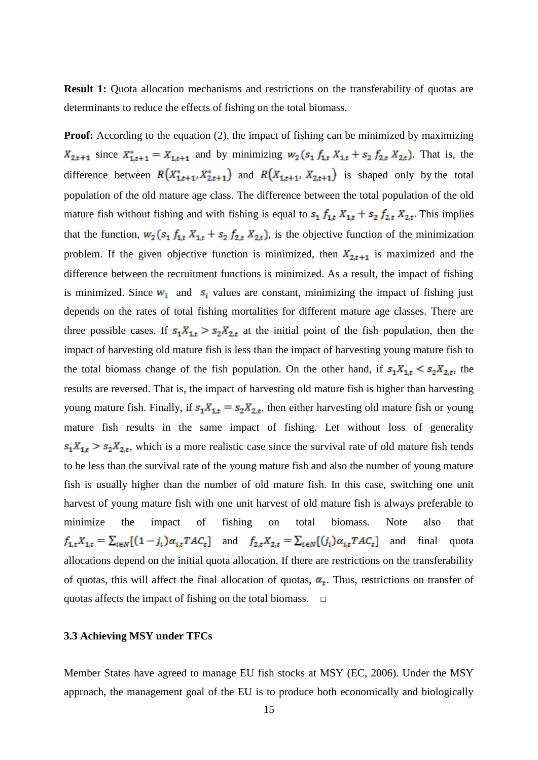**Result 1:** Quota allocation mechanisms and restrictions on the transferability of quotas are determinants to reduce the effects of fishing on the total biomass.

**Proof:** According to the equation (2), the impact of fishing can be minimized by maximizing $X_{2,t+1}$ since $X^{*}_{1,t+1} = X_{1,t+1}$ and by minimizing $w_2(s_1\, f_{1,t}\, X_{1,t} + s_2\, f_{2,t}\, X_{2,t})$. That is, the difference between $R(X^{*}_{1,t+1}, X^{*}_{2,t+1})$ and $R(X_{1,t+1}, X_{2,t+1})$ is shaped only by the total population of the old mature age class. The difference between the total population of the old mature fish without fishing and with fishing is equal to $s_1\, f_{1,t}\, X_{1,t} + s_2\, f_{2,t}\, X_{2,t}$. This implies that the function, $w_2(s_1\, f_{1,t}\, X_{1,t} + s_2\, f_{2,t}\, X_{2,t})$, is the objective function of the minimization problem. If the given objective function is minimized, then $X_{2,t+1}$ is maximized and the difference between the recruitment functions is minimized. As a result, the impact of fishing is minimized. Since $w_i$ and $s_i$ values are constant, minimizing the impact of fishing just depends on the rates of total fishing mortalities for different mature age classes. There are three possible cases. If $s_1 X_{1,t} > s_2 X_{2,t}$ at the initial point of the fish population, then the impact of harvesting old mature fish is less than the impact of harvesting young mature fish to the total biomass change of the fish population. On the other hand, if $s_1 X_{1,t} < s_2 X_{2,t}$, the results are reversed. That is, the impact of harvesting old mature fish is higher than harvesting young mature fish. Finally, if $s_1 X_{1,t} = s_2 X_{2,t}$, then either harvesting old mature fish or young mature fish results in the same impact of fishing. Let without loss of generality $s_1 X_{1,t} > s_2 X_{2,t}$, which is a more realistic case since the survival rate of old mature fish tends to be less than the survival rate of the young mature fish and also the number of young mature fish is usually higher than the number of old mature fish. In this case, switching one unit harvest of young mature fish with one unit harvest of old mature fish is always preferable to minimize the impact of fishing on total biomass. Note also that $f_{1,t} X_{1,t} = \sum_{i \in N}[(1 - j_i)\alpha_{i,t} TAC_t]$ and $f_{2,t} X_{2,t} = \sum_{i \in N}[(j_i)\alpha_{i,t} TAC_t]$ and final quota allocations depend on the initial quota allocation. If there are restrictions on the transferability of quotas, this will affect the final allocation of quotas, $\alpha_t$. Thus, restrictions on transfer of quotas affects the impact of fishing on the total biomass. □

### 3.3 Achieving MSY under TFCs

Member States have agreed to manage EU fish stocks at MSY (EC, 2006). Under the MSY approach, the management goal of the EU is to produce both economically and biologically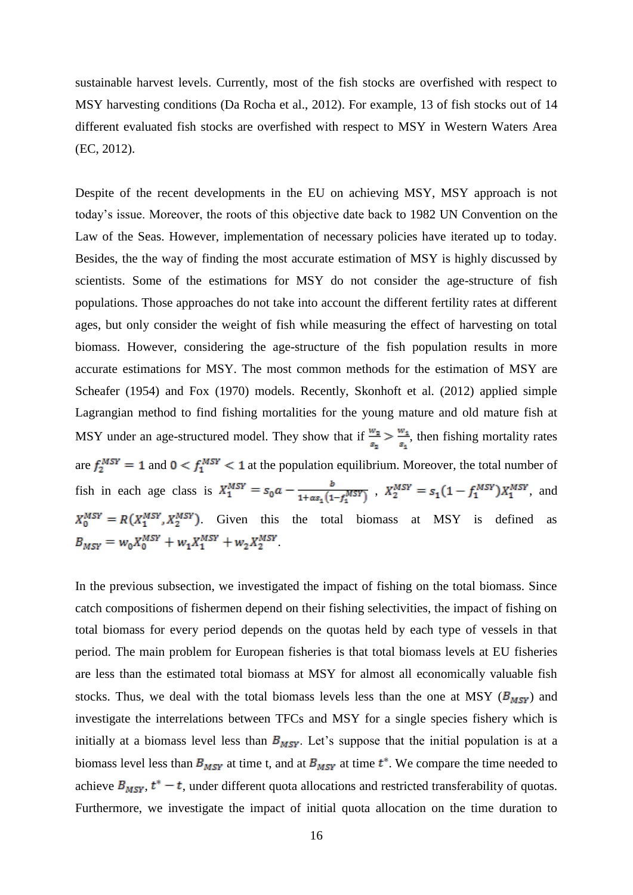sustainable harvest levels. Currently, most of the fish stocks are overfished with respect to MSY harvesting conditions (Da Rocha et al., 2012). For example, 13 of fish stocks out of 14 different evaluated fish stocks are overfished with respect to MSY in Western Waters Area (EC, 2012).

Despite of the recent developments in the EU on achieving MSY, MSY approach is not today's issue. Moreover, the roots of this objective date back to 1982 UN Convention on the Law of the Seas. However, implementation of necessary policies have iterated up to today. Besides, the the way of finding the most accurate estimation of MSY is highly discussed by scientists. Some of the estimations for MSY do not consider the age-structure of fish populations. Those approaches do not take into account the different fertility rates at different ages, but only consider the weight of fish while measuring the effect of harvesting on total biomass. However, considering the age-structure of the fish population results in more accurate estimations for MSY. The most common methods for the estimation of MSY are Scheafer (1954) and Fox (1970) models. Recently, Skonhoft et al. (2012) applied simple Lagrangian method to find fishing mortalities for the young mature and old mature fish at MSY under an age-structured model. They show that if $\frac{w_2}{s_2} > \frac{w_1}{s_1}$, then fishing mortality rates are $f_2^{MSY} = 1$ and $0 < f_1^{MSY} < 1$ at the population equilibrium. Moreover, the total number of fish in each age class is $X_1^{MSY} = s_0 a - \frac{b}{1+\alpha s_1(1-f_1^{MSY})}$, $X_2^{MSY} = s_1(1-f_1^{MSY})X_1^{MSY}$, and $X_0^{MSY} = R(X_1^{MSY}, X_2^{MSY})$. Given this the total biomass at MSY is defined as $B_{MSY} = w_0 X_0^{MSY} + w_1 X_1^{MSY} + w_2 X_2^{MSY}$.

In the previous subsection, we investigated the impact of fishing on the total biomass. Since catch compositions of fishermen depend on their fishing selectivities, the impact of fishing on total biomass for every period depends on the quotas held by each type of vessels in that period. The main problem for European fisheries is that total biomass levels at EU fisheries are less than the estimated total biomass at MSY for almost all economically valuable fish stocks. Thus, we deal with the total biomass levels less than the one at MSY ($B_{MSY}$) and investigate the interrelations between TFCs and MSY for a single species fishery which is initially at a biomass level less than $B_{MSY}$. Let's suppose that the initial population is at a biomass level less than $B_{MSY}$ at time t, and at $B_{MSY}$ at time $t^*$. We compare the time needed to achieve $B_{MSY}$, $t^* - t$, under different quota allocations and restricted transferability of quotas. Furthermore, we investigate the impact of initial quota allocation on the time duration to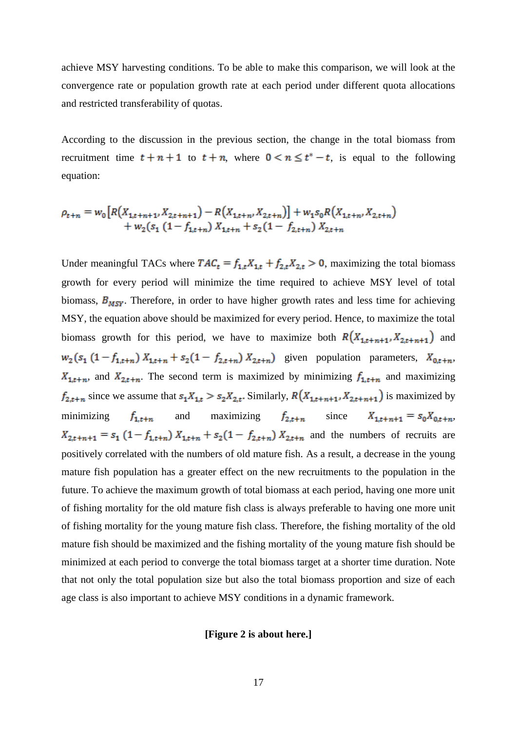achieve MSY harvesting conditions. To be able to make this comparison, we will look at the convergence rate or population growth rate at each period under different quota allocations and restricted transferability of quotas.

According to the discussion in the previous section, the change in the total biomass from recruitment time $t+n+1$ to $t+n$, where $0 < n \leq t^{*} - t$, is equal to the following equation:

$$\rho_{t+n} = w_0\left[R\left(X_{1,t+n+1}, X_{2,t+n+1}\right) - R\left(X_{1,t+n}, X_{2,t+n}\right)\right] + w_1 s_0 R\left(X_{1,t+n}, X_{2,t+n}\right) + w_2\left(s_1\left(1 - f_{1,t+n}\right) X_{1,t+n} + s_2\left(1 - f_{2,t+n}\right) X_{2,t+n}\right.$$

Under meaningful TACs where $TAC_t = f_{1,t}X_{1,t} + f_{2,t}X_{2,t} > 0$, maximizing the total biomass growth for every period will minimize the time required to achieve MSY level of total biomass, $B_{MSY}$. Therefore, in order to have higher growth rates and less time for achieving MSY, the equation above should be maximized for every period. Hence, to maximize the total biomass growth for this period, we have to maximize both $R\left(X_{1,t+n+1}, X_{2,t+n+1}\right)$ and $w_2\left(s_1\left(1 - f_{1,t+n}\right) X_{1,t+n} + s_2\left(1 - f_{2,t+n}\right) X_{2,t+n}\right)$ given population parameters, $X_{0,t+n}$, $X_{1,t+n}$, and $X_{2,t+n}$. The second term is maximized by minimizing $f_{1,t+n}$ and maximizing $f_{2,t+n}$ since we assume that $s_1 X_{1,t} > s_2 X_{2,t}$. Similarly, $R\left(X_{1,t+n+1}, X_{2,t+n+1}\right)$ is maximized by minimizing $f_{1,t+n}$ and maximizing $f_{2,t+n}$ since $X_{1,t+n+1} = s_0 X_{0,t+n}$, $X_{2,t+n+1} = s_1\left(1 - f_{1,t+n}\right) X_{1,t+n} + s_2\left(1 - f_{2,t+n}\right) X_{2,t+n}$ and the numbers of recruits are positively correlated with the numbers of old mature fish. As a result, a decrease in the young mature fish population has a greater effect on the new recruitments to the population in the future. To achieve the maximum growth of total biomass at each period, having one more unit of fishing mortality for the old mature fish class is always preferable to having one more unit of fishing mortality for the young mature fish class. Therefore, the fishing mortality of the old mature fish should be maximized and the fishing mortality of the young mature fish should be minimized at each period to converge the total biomass target at a shorter time duration. Note that not only the total population size but also the total biomass proportion and size of each age class is also important to achieve MSY conditions in a dynamic framework.

**[Figure 2 is about here.]**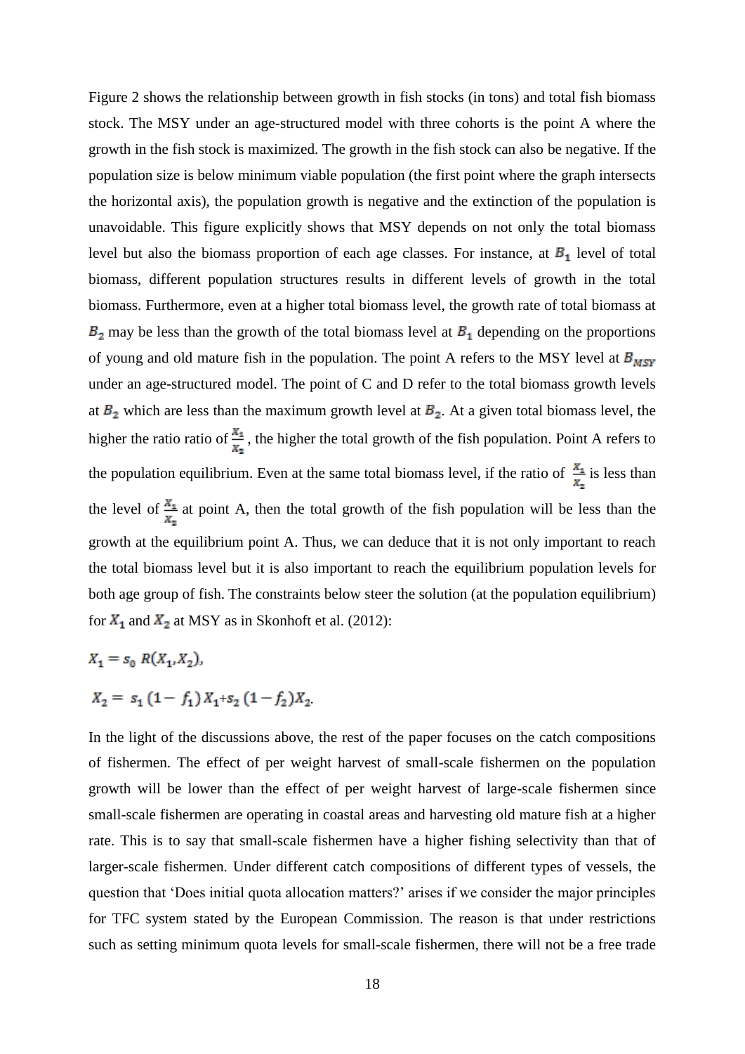Figure 2 shows the relationship between growth in fish stocks (in tons) and total fish biomass stock. The MSY under an age-structured model with three cohorts is the point A where the growth in the fish stock is maximized. The growth in the fish stock can also be negative. If the population size is below minimum viable population (the first point where the graph intersects the horizontal axis), the population growth is negative and the extinction of the population is unavoidable. This figure explicitly shows that MSY depends on not only the total biomass level but also the biomass proportion of each age classes. For instance, at $B_1$ level of total biomass, different population structures results in different levels of growth in the total biomass. Furthermore, even at a higher total biomass level, the growth rate of total biomass at $B_2$ may be less than the growth of the total biomass level at $B_1$ depending on the proportions of young and old mature fish in the population. The point A refers to the MSY level at $B_{MSY}$ under an age-structured model. The point of C and D refer to the total biomass growth levels at $B_2$ which are less than the maximum growth level at $B_2$. At a given total biomass level, the higher the ratio ratio of $\frac{X_1}{X_2}$, the higher the total growth of the fish population. Point A refers to the population equilibrium. Even at the same total biomass level, if the ratio of $\frac{X_1}{X_2}$ is less than the level of $\frac{X_1}{X_2}$ at point A, then the total growth of the fish population will be less than the growth at the equilibrium point A. Thus, we can deduce that it is not only important to reach the total biomass level but it is also important to reach the equilibrium population levels for both age group of fish. The constraints below steer the solution (at the population equilibrium) for $X_1$ and $X_2$ at MSY as in Skonhoft et al. (2012):

$$X_1 = s_0 \, R(X_1, X_2),$$

$$X_2 = s_1 (1 - f_1) X_1 + s_2 (1 - f_2) X_2.$$

In the light of the discussions above, the rest of the paper focuses on the catch compositions of fishermen. The effect of per weight harvest of small-scale fishermen on the population growth will be lower than the effect of per weight harvest of large-scale fishermen since small-scale fishermen are operating in coastal areas and harvesting old mature fish at a higher rate. This is to say that small-scale fishermen have a higher fishing selectivity than that of larger-scale fishermen. Under different catch compositions of different types of vessels, the question that 'Does initial quota allocation matters?' arises if we consider the major principles for TFC system stated by the European Commission. The reason is that under restrictions such as setting minimum quota levels for small-scale fishermen, there will not be a free trade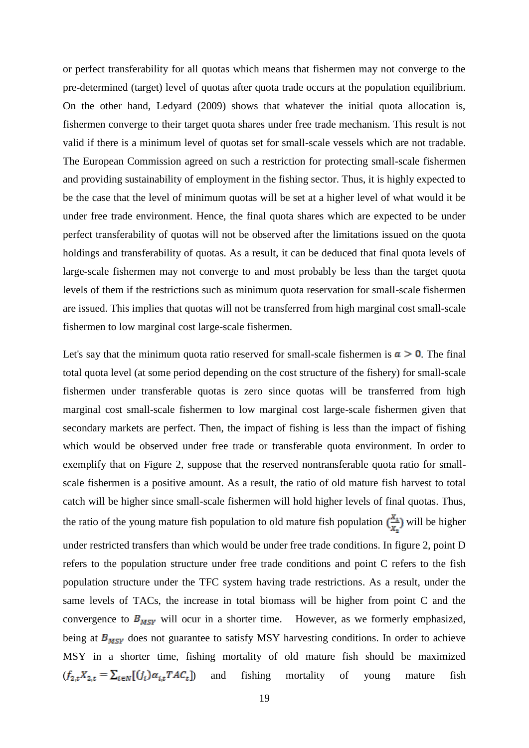or perfect transferability for all quotas which means that fishermen may not converge to the pre-determined (target) level of quotas after quota trade occurs at the population equilibrium. On the other hand, Ledyard (2009) shows that whatever the initial quota allocation is, fishermen converge to their target quota shares under free trade mechanism. This result is not valid if there is a minimum level of quotas set for small-scale vessels which are not tradable. The European Commission agreed on such a restriction for protecting small-scale fishermen and providing sustainability of employment in the fishing sector. Thus, it is highly expected to be the case that the level of minimum quotas will be set at a higher level of what would it be under free trade environment. Hence, the final quota shares which are expected to be under perfect transferability of quotas will not be observed after the limitations issued on the quota holdings and transferability of quotas. As a result, it can be deduced that final quota levels of large-scale fishermen may not converge to and most probably be less than the target quota levels of them if the restrictions such as minimum quota reservation for small-scale fishermen are issued. This implies that quotas will not be transferred from high marginal cost small-scale fishermen to low marginal cost large-scale fishermen.

Let's say that the minimum quota ratio reserved for small-scale fishermen is $\alpha > 0$. The final total quota level (at some period depending on the cost structure of the fishery) for small-scale fishermen under transferable quotas is zero since quotas will be transferred from high marginal cost small-scale fishermen to low marginal cost large-scale fishermen given that secondary markets are perfect. Then, the impact of fishing is less than the impact of fishing which would be observed under free trade or transferable quota environment. In order to exemplify that on Figure 2, suppose that the reserved nontransferable quota ratio for small-scale fishermen is a positive amount. As a result, the ratio of old mature fish harvest to total catch will be higher since small-scale fishermen will hold higher levels of final quotas. Thus, the ratio of the young mature fish population to old mature fish population $(\frac{X_1}{X_2})$ will be higher under restricted transfers than which would be under free trade conditions. In figure 2, point D refers to the population structure under free trade conditions and point C refers to the fish population structure under the TFC system having trade restrictions. As a result, under the same levels of TACs, the increase in total biomass will be higher from point C and the convergence to $B_{MSY}$ will ocur in a shorter time. However, as we formerly emphasized, being at $B_{MSY}$ does not guarantee to satisfy MSY harvesting conditions. In order to achieve MSY in a shorter time, fishing mortality of old mature fish should be maximized ($f_{2,t}X_{2,t} = \sum_{i \in N}[(j_i)\alpha_{i,t}TAC_t]$) and fishing mortality of young mature fish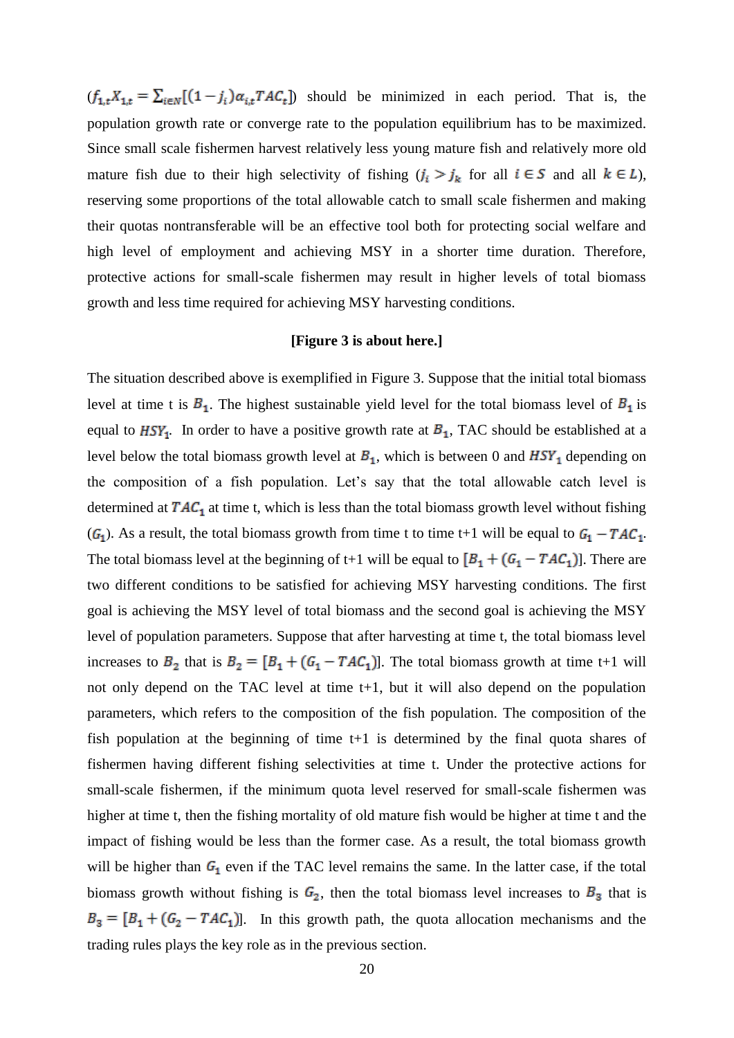($f_{1,t}X_{1,t} = \sum_{i \in N}[(1-j_i)\alpha_{i,t}TAC_t]$) should be minimized in each period. That is, the population growth rate or converge rate to the population equilibrium has to be maximized. Since small scale fishermen harvest relatively less young mature fish and relatively more old mature fish due to their high selectivity of fishing ($j_i > j_k$ for all $i \in S$ and all $k \in L$), reserving some proportions of the total allowable catch to small scale fishermen and making their quotas nontransferable will be an effective tool both for protecting social welfare and high level of employment and achieving MSY in a shorter time duration. Therefore, protective actions for small-scale fishermen may result in higher levels of total biomass growth and less time required for achieving MSY harvesting conditions.

**[Figure 3 is about here.]**

The situation described above is exemplified in Figure 3. Suppose that the initial total biomass level at time t is $B_1$. The highest sustainable yield level for the total biomass level of $B_1$ is equal to $HSY_1$. In order to have a positive growth rate at $B_1$, TAC should be established at a level below the total biomass growth level at $B_1$, which is between 0 and $HSY_1$ depending on the composition of a fish population. Let's say that the total allowable catch level is determined at $TAC_1$ at time t, which is less than the total biomass growth level without fishing ($G_1$). As a result, the total biomass growth from time t to time t+1 will be equal to $G_1 - TAC_1$. The total biomass level at the beginning of t+1 will be equal to $[B_1 + (G_1 - TAC_1)]$. There are two different conditions to be satisfied for achieving MSY harvesting conditions. The first goal is achieving the MSY level of total biomass and the second goal is achieving the MSY level of population parameters. Suppose that after harvesting at time t, the total biomass level increases to $B_2$ that is $B_2 = [B_1 + (G_1 - TAC_1)]$. The total biomass growth at time t+1 will not only depend on the TAC level at time t+1, but it will also depend on the population parameters, which refers to the composition of the fish population. The composition of the fish population at the beginning of time t+1 is determined by the final quota shares of fishermen having different fishing selectivities at time t. Under the protective actions for small-scale fishermen, if the minimum quota level reserved for small-scale fishermen was higher at time t, then the fishing mortality of old mature fish would be higher at time t and the impact of fishing would be less than the former case. As a result, the total biomass growth will be higher than $G_1$ even if the TAC level remains the same. In the latter case, if the total biomass growth without fishing is $G_2$, then the total biomass level increases to $B_3$ that is $B_3 = [B_1 + (G_2 - TAC_1)]$. In this growth path, the quota allocation mechanisms and the trading rules plays the key role as in the previous section.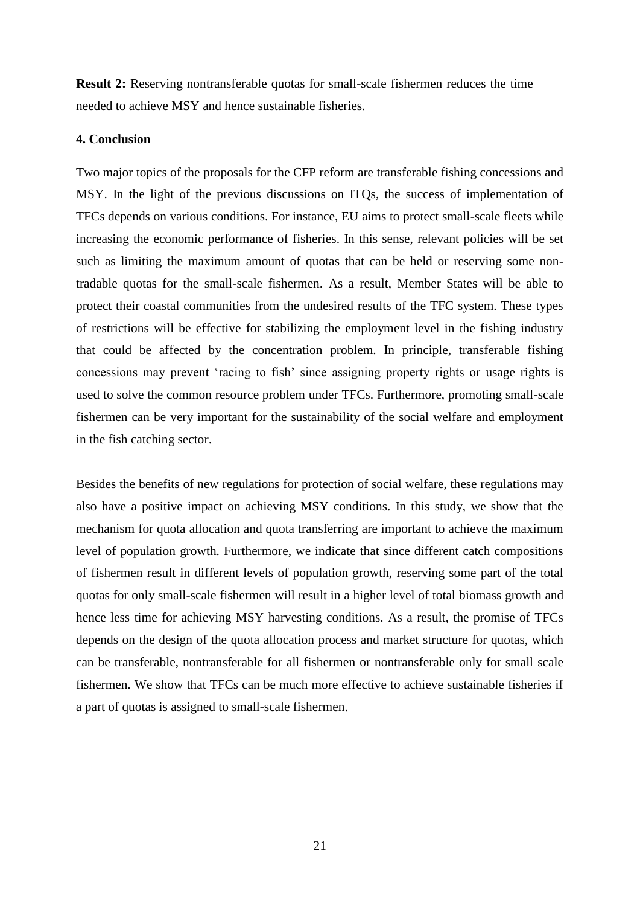**Result 2:** Reserving nontransferable quotas for small-scale fishermen reduces the time needed to achieve MSY and hence sustainable fisheries.

## 4. Conclusion

Two major topics of the proposals for the CFP reform are transferable fishing concessions and MSY. In the light of the previous discussions on ITQs, the success of implementation of TFCs depends on various conditions. For instance, EU aims to protect small-scale fleets while increasing the economic performance of fisheries. In this sense, relevant policies will be set such as limiting the maximum amount of quotas that can be held or reserving some non-tradable quotas for the small-scale fishermen. As a result, Member States will be able to protect their coastal communities from the undesired results of the TFC system. These types of restrictions will be effective for stabilizing the employment level in the fishing industry that could be affected by the concentration problem. In principle, transferable fishing concessions may prevent 'racing to fish' since assigning property rights or usage rights is used to solve the common resource problem under TFCs. Furthermore, promoting small-scale fishermen can be very important for the sustainability of the social welfare and employment in the fish catching sector.

Besides the benefits of new regulations for protection of social welfare, these regulations may also have a positive impact on achieving MSY conditions. In this study, we show that the mechanism for quota allocation and quota transferring are important to achieve the maximum level of population growth. Furthermore, we indicate that since different catch compositions of fishermen result in different levels of population growth, reserving some part of the total quotas for only small-scale fishermen will result in a higher level of total biomass growth and hence less time for achieving MSY harvesting conditions. As a result, the promise of TFCs depends on the design of the quota allocation process and market structure for quotas, which can be transferable, nontransferable for all fishermen or nontransferable only for small scale fishermen. We show that TFCs can be much more effective to achieve sustainable fisheries if a part of quotas is assigned to small-scale fishermen.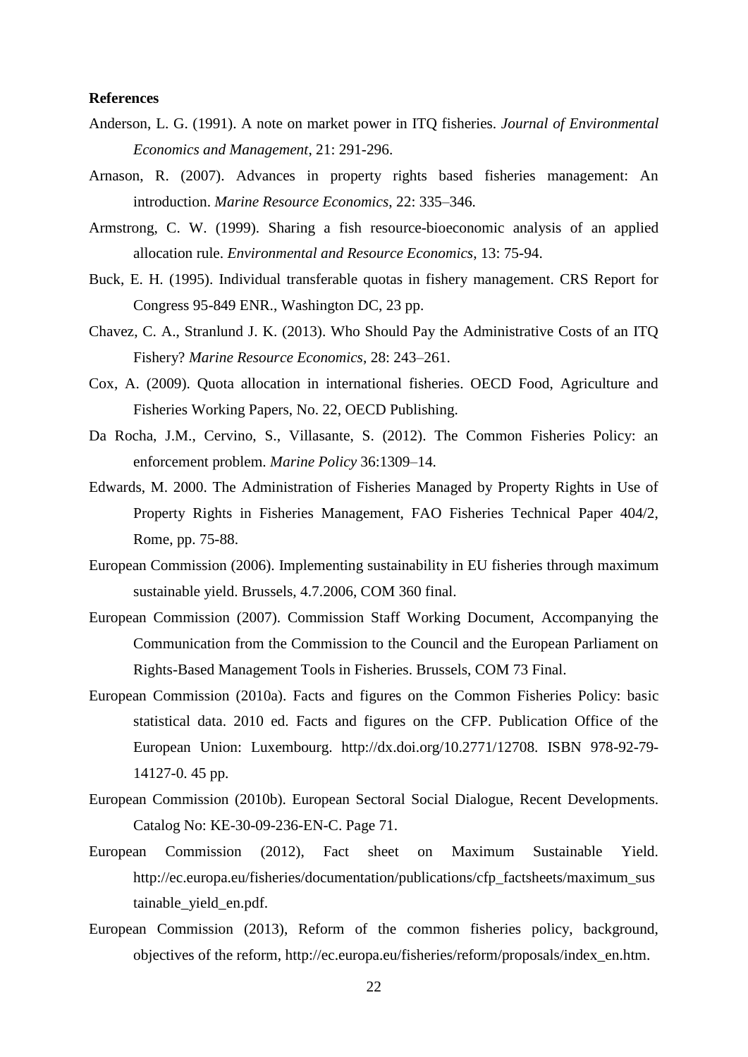**References**

Anderson, L. G. (1991). A note on market power in ITQ fisheries. *Journal of Environmental Economics and Management*, 21: 291-296.

Arnason, R. (2007). Advances in property rights based fisheries management: An introduction. *Marine Resource Economics*, 22: 335–346.

Armstrong, C. W. (1999). Sharing a fish resource-bioeconomic analysis of an applied allocation rule. *Environmental and Resource Economics*, 13: 75-94.

Buck, E. H. (1995). Individual transferable quotas in fishery management. CRS Report for Congress 95-849 ENR., Washington DC, 23 pp.

Chavez, C. A., Stranlund J. K. (2013). Who Should Pay the Administrative Costs of an ITQ Fishery? *Marine Resource Economics*, 28: 243–261.

Cox, A. (2009). Quota allocation in international fisheries. OECD Food, Agriculture and Fisheries Working Papers, No. 22, OECD Publishing.

Da Rocha, J.M., Cervino, S., Villasante, S. (2012). The Common Fisheries Policy: an enforcement problem. *Marine Policy* 36:1309–14.

Edwards, M. 2000. The Administration of Fisheries Managed by Property Rights in Use of Property Rights in Fisheries Management, FAO Fisheries Technical Paper 404/2, Rome, pp. 75-88.

European Commission (2006). Implementing sustainability in EU fisheries through maximum sustainable yield. Brussels, 4.7.2006, COM 360 final.

European Commission (2007). Commission Staff Working Document, Accompanying the Communication from the Commission to the Council and the European Parliament on Rights-Based Management Tools in Fisheries. Brussels, COM 73 Final.

European Commission (2010a). Facts and figures on the Common Fisheries Policy: basic statistical data. 2010 ed. Facts and figures on the CFP. Publication Office of the European Union: Luxembourg. http://dx.doi.org/10.2771/12708. ISBN 978-92-79-14127-0. 45 pp.

European Commission (2010b). European Sectoral Social Dialogue, Recent Developments. Catalog No: KE-30-09-236-EN-C. Page 71.

European Commission (2012), Fact sheet on Maximum Sustainable Yield. http://ec.europa.eu/fisheries/documentation/publications/cfp_factsheets/maximum_sustainable_yield_en.pdf.

European Commission (2013), Reform of the common fisheries policy, background, objectives of the reform, http://ec.europa.eu/fisheries/reform/proposals/index_en.htm.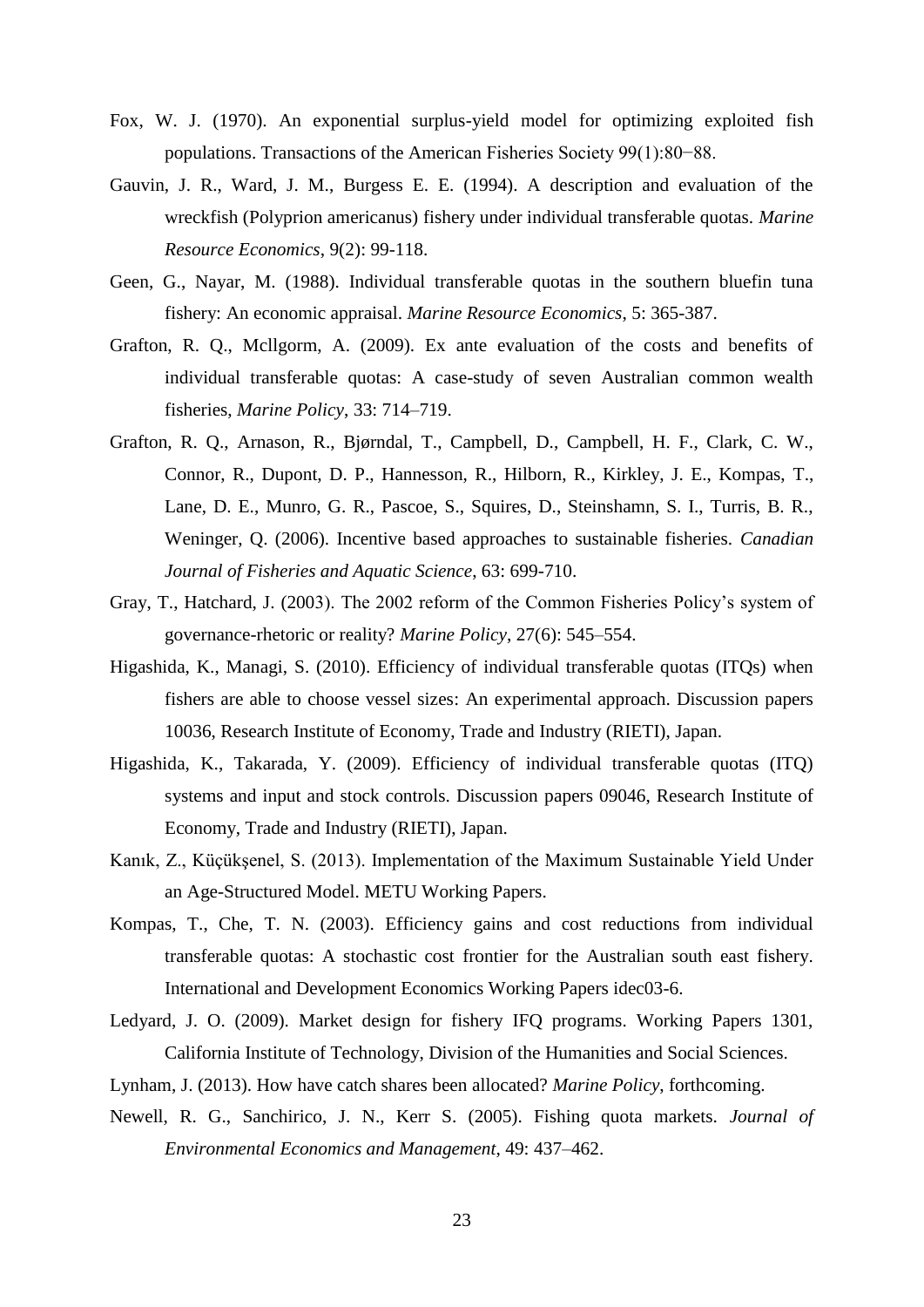Fox, W. J. (1970). An exponential surplus-yield model for optimizing exploited fish populations. Transactions of the American Fisheries Society 99(1):80−88.

Gauvin, J. R., Ward, J. M., Burgess E. E. (1994). A description and evaluation of the wreckfish (Polyprion americanus) fishery under individual transferable quotas. *Marine Resource Economics*, 9(2): 99-118.

Geen, G., Nayar, M. (1988). Individual transferable quotas in the southern bluefin tuna fishery: An economic appraisal. *Marine Resource Economics*, 5: 365-387.

Grafton, R. Q., Mcllgorm, A. (2009). Ex ante evaluation of the costs and benefits of individual transferable quotas: A case-study of seven Australian common wealth fisheries, *Marine Policy*, 33: 714–719.

Grafton, R. Q., Arnason, R., Bjørndal, T., Campbell, D., Campbell, H. F., Clark, C. W., Connor, R., Dupont, D. P., Hannesson, R., Hilborn, R., Kirkley, J. E., Kompas, T., Lane, D. E., Munro, G. R., Pascoe, S., Squires, D., Steinshamn, S. I., Turris, B. R., Weninger, Q. (2006). Incentive based approaches to sustainable fisheries. *Canadian Journal of Fisheries and Aquatic Science*, 63: 699-710.

Gray, T., Hatchard, J. (2003). The 2002 reform of the Common Fisheries Policy's system of governance-rhetoric or reality? *Marine Policy*, 27(6): 545–554.

Higashida, K., Managi, S. (2010). Efficiency of individual transferable quotas (ITQs) when fishers are able to choose vessel sizes: An experimental approach. Discussion papers 10036, Research Institute of Economy, Trade and Industry (RIETI), Japan.

Higashida, K., Takarada, Y. (2009). Efficiency of individual transferable quotas (ITQ) systems and input and stock controls. Discussion papers 09046, Research Institute of Economy, Trade and Industry (RIETI), Japan.

Kanık, Z., Küçükşenel, S. (2013). Implementation of the Maximum Sustainable Yield Under an Age-Structured Model. METU Working Papers.

Kompas, T., Che, T. N. (2003). Efficiency gains and cost reductions from individual transferable quotas: A stochastic cost frontier for the Australian south east fishery. International and Development Economics Working Papers idec03-6.

Ledyard, J. O. (2009). Market design for fishery IFQ programs. Working Papers 1301, California Institute of Technology, Division of the Humanities and Social Sciences.

Lynham, J. (2013). How have catch shares been allocated? *Marine Policy*, forthcoming.

Newell, R. G., Sanchirico, J. N., Kerr S. (2005). Fishing quota markets. *Journal of Environmental Economics and Management*, 49: 437–462.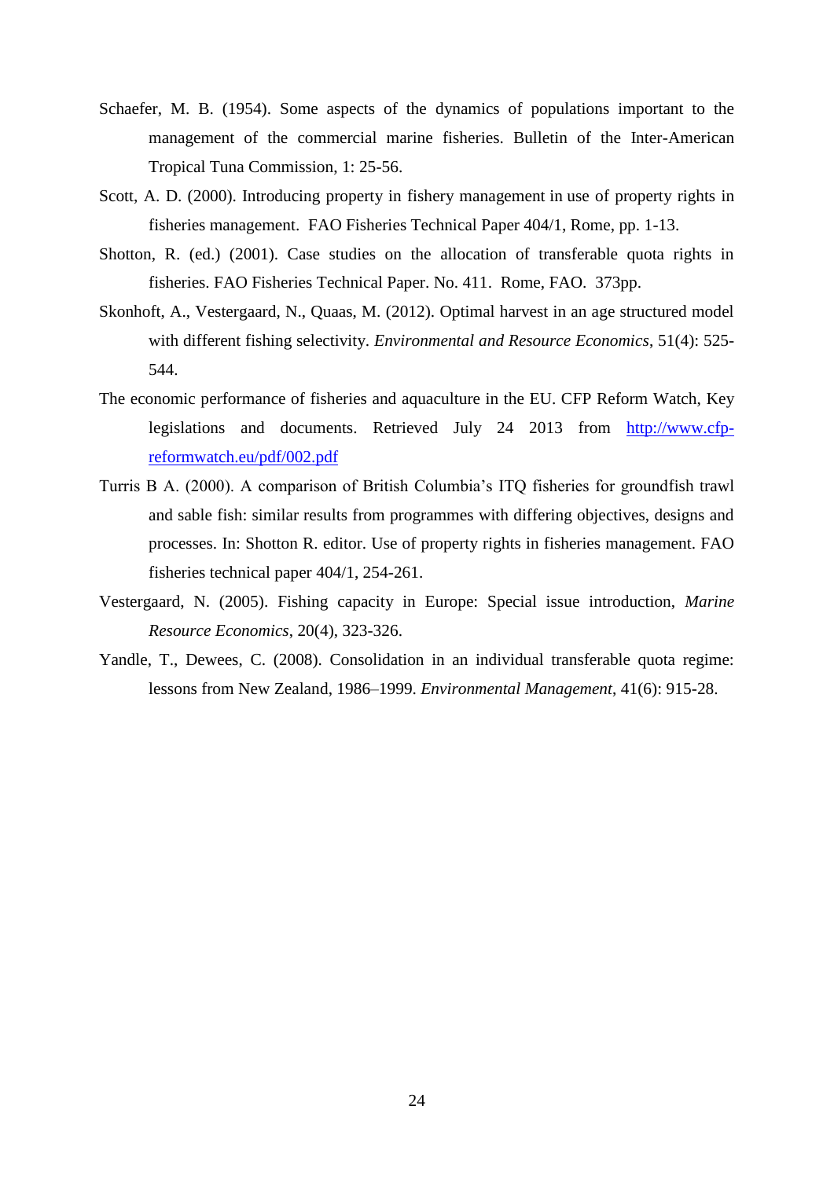Schaefer, M. B. (1954). Some aspects of the dynamics of populations important to the management of the commercial marine fisheries. Bulletin of the Inter-American Tropical Tuna Commission, 1: 25-56.

Scott, A. D. (2000). Introducing property in fishery management in use of property rights in fisheries management. FAO Fisheries Technical Paper 404/1, Rome, pp. 1-13.

Shotton, R. (ed.) (2001). Case studies on the allocation of transferable quota rights in fisheries. FAO Fisheries Technical Paper. No. 411. Rome, FAO. 373pp.

Skonhoft, A., Vestergaard, N., Quaas, M. (2012). Optimal harvest in an age structured model with different fishing selectivity. *Environmental and Resource Economics*, 51(4): 525-544.

The economic performance of fisheries and aquaculture in the EU. CFP Reform Watch, Key legislations and documents. Retrieved July 24 2013 from http://www.cfp-reformwatch.eu/pdf/002.pdf

Turris B A. (2000). A comparison of British Columbia's ITQ fisheries for groundfish trawl and sable fish: similar results from programmes with differing objectives, designs and processes. In: Shotton R. editor. Use of property rights in fisheries management. FAO fisheries technical paper 404/1, 254-261.

Vestergaard, N. (2005). Fishing capacity in Europe: Special issue introduction, *Marine Resource Economics*, 20(4), 323-326.

Yandle, T., Dewees, C. (2008). Consolidation in an individual transferable quota regime: lessons from New Zealand, 1986–1999. *Environmental Management*, 41(6): 915-28.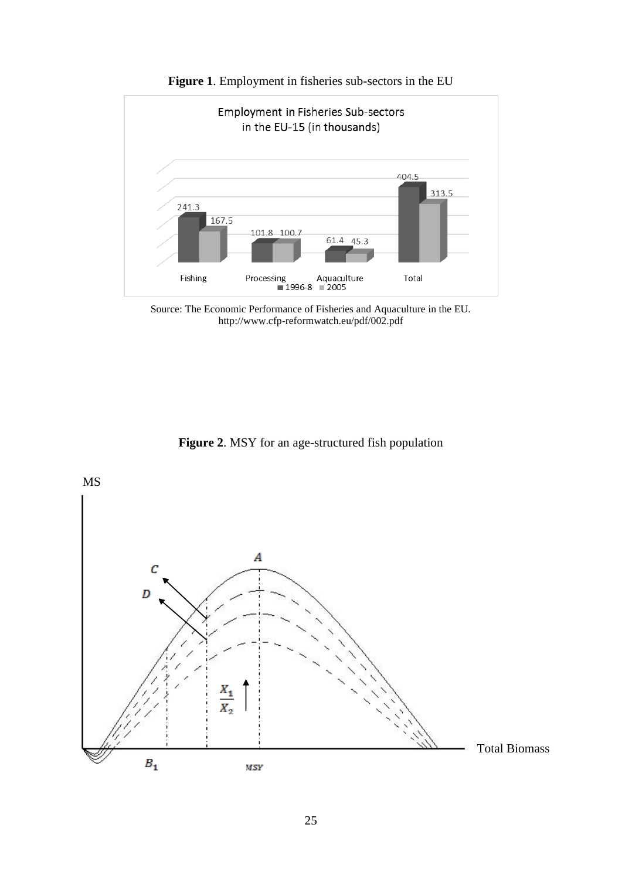**Figure 1**. Employment in fisheries sub-sectors in the EU

Source: The Economic Performance of Fisheries and Aquaculture in the EU. http://www.cfp-reformwatch.eu/pdf/002.pdf

**Figure 2**. MSY for an age-structured fish population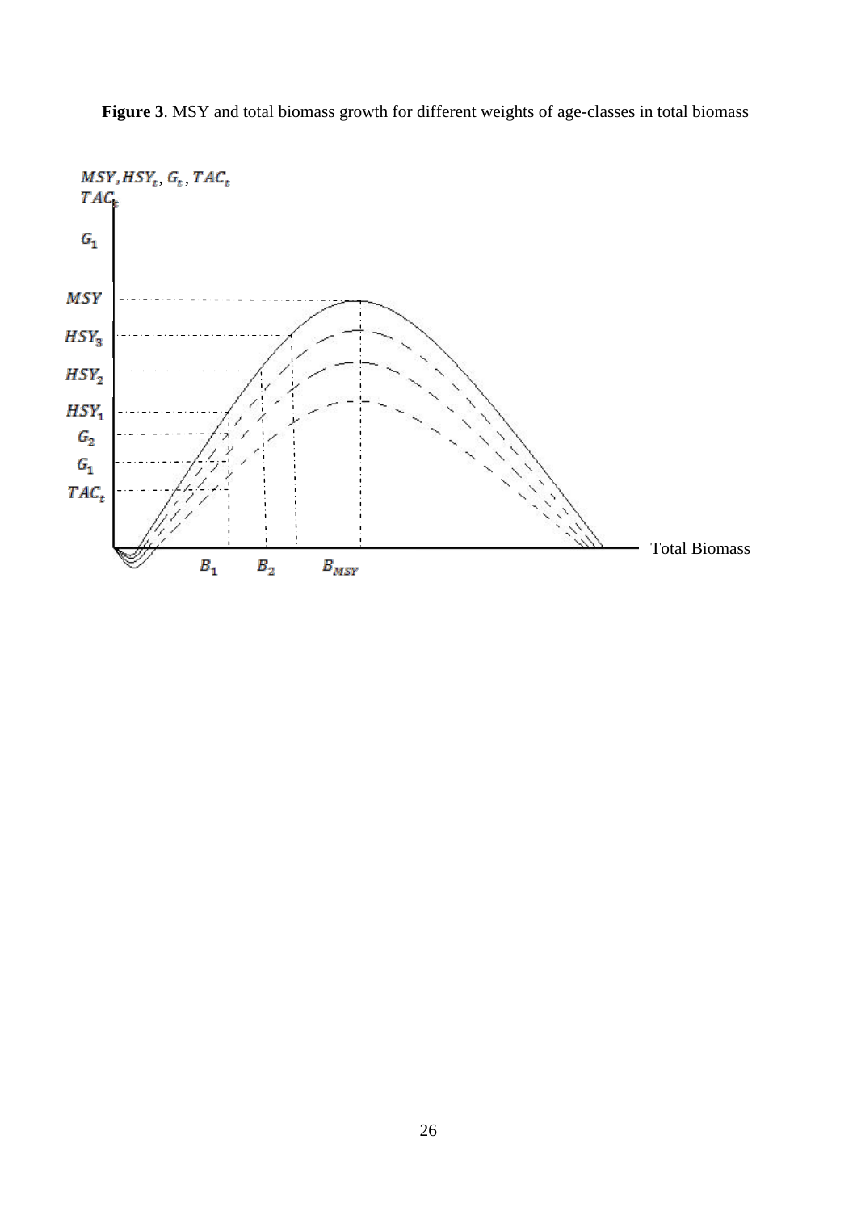**Figure 3**. MSY and total biomass growth for different weights of age-classes in total biomass

$MSY, HSY_t, G_t, TAC_t$

$TAC_t$

$G_1$

$MSY$

$HSY_3$

$HSY_2$

$HSY_1$

$G_2$

$G_1$

$TAC_t$

$B_1$ $B_2$ $B_{MSY}$

Total Biomass